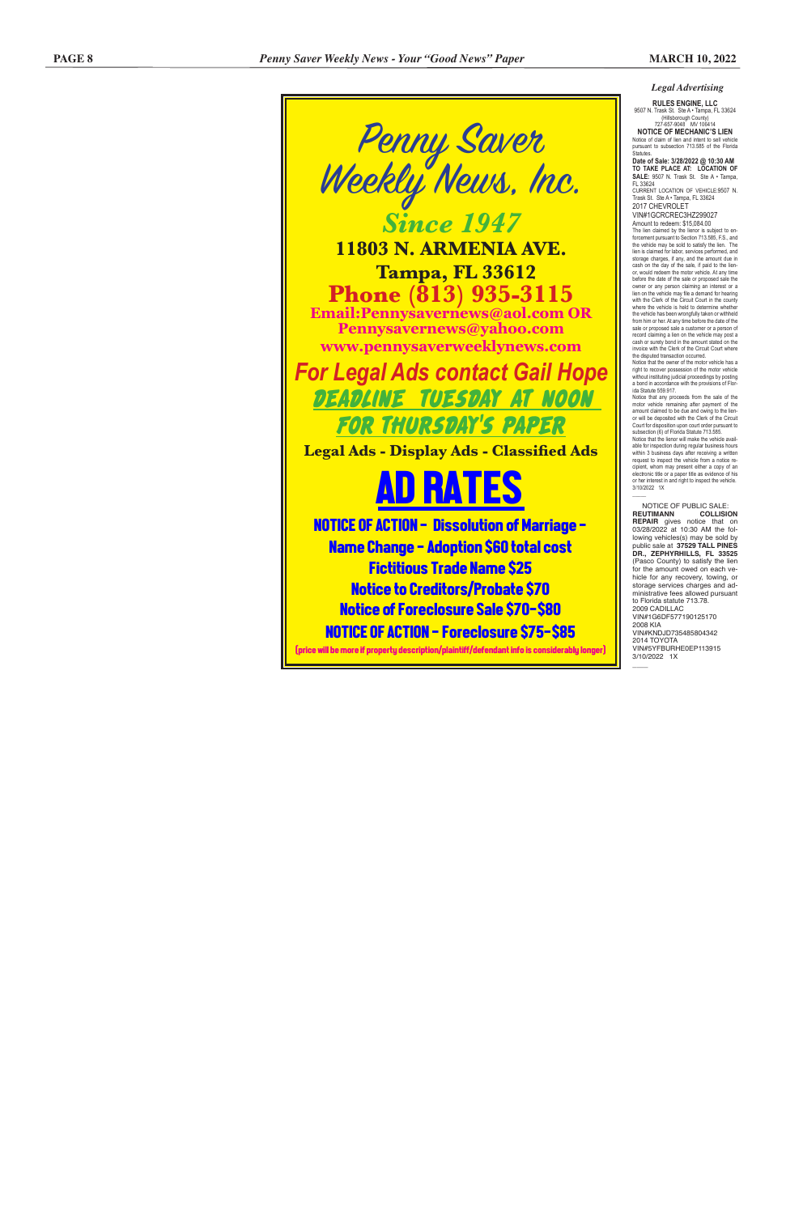# Penny Saver Weekly News, Inc.

*Since 1947*

**11803 N. ARMENIA AVE.**

**Tampa, FL 33612**

**Phone (813) 935-3115**

**Email:Pennysavernews@aol.com OR Pennysavernews@yahoo.com**

**www.pennysaverweeklynews.com**

*For Legal Ads contact Gail Hope*

**DEADLINE TUESDAY AT NOON FOR THURSDAY'S PAPER**

**Legal Ads - Display Ads - Classified Ads**

## AD RATES

**NOTICE OF ACTION - Dissolution of Marriage - Name Change - Adoption $60 total cost**

**Fictitious Trade Name $25**

**Notice to Creditors/Probate $70**

**Notice of Foreclosure Sale $70-$80**

**NOTICE OF ACTION - Foreclosure $75-$85**

(price will be more if property description/plaintiff/defendant info is considerably longer)

---

*Legal Advertising*

**RULES ENGINE, LLC**
9507 N. Trask St. Ste A • Tampa, FL 33624
(Hillsborough County)
727-657-9049 MV 108414

**NOTICE OF MECHANIC'S LIEN**

Notice of claim of lien and intent to sell vehicle pursuant to subsection 713.585 of the Florida Statutes.

**Date of Sale: 3/28/2022 @ 10:30 AM**
**TO TAKE PLACE AT: LOCATION OF SALE:** 9507 N. Trask St. Ste A • Tampa, FL 33624

CURRENT LOCATION OF VEHICLE:9507 N. Trask St. Ste A • Tampa, FL 33624

2017 CHEVROLET
VIN#1GCRCREC3HZ299027
Amount to redeem: $15,084.00

The lien claimed by the lienor is subject to enforcement pursuant to Section 713.585, F.S., and the vehicle may be sold to satisfy the lien. The lien is claimed for labor, services performed, and storage charges, if any, and the amount due in cash on the day of the sale, if paid to the lienor, would redeem the motor vehicle. At any time before the date of the sale or proposed sale the owner or any person claiming an interest or a lien on the vehicle may file a demand for hearing with the Clerk of the Circuit Court in the county where the vehicle is held to determine whether the vehicle has been wrongfully taken or withheld from him or her. At any time before the date of the sale or proposed sale a customer or a person of record claiming a lien on the vehicle may post a cash or surety bond in the amount stated on the invoice with the Clerk of the Circuit Court where the disputed transaction occurred.

Notice that the owner of the motor vehicle has a right to recover possession of the motor vehicle without instituting judicial proceedings by posting a bond in accordance with the provisions of Florida Statute 559.917.

Notice that any proceeds from the sale of the motor vehicle remaining after payment of the amount claimed to be due and owing to the lienor will be deposited with the Clerk of the Circuit Court for disposition upon court order pursuant to subsection (6) of Florida Statute 713.585.

Notice that the lienor will make the vehicle available for inspection during regular business hours within 3 business days after receiving a written request to inspect the vehicle from a notice recipient, whom may present either a copy of an electronic title or a paper title as evidence of his or her interest in and right to inspect the vehicle.

3/10/2022 1X

---

NOTICE OF PUBLIC SALE: **REUTIMANN COLLISION REPAIR** gives notice that on 03/28/2022 at 10:30 AM the following vehicles(s) may be sold by public sale at **37529 TALL PINES DR., ZEPHYRHILLS, FL 33525** (Pasco County) to satisfy the lien for the amount owed on each vehicle for any recovery, towing, or storage services charges and administrative fees allowed pursuant to Florida statute 713.78.

2009 CADILLAC
VIN#1G6DF577190125170
2008 KIA
VIN#KNDJD735485804342
2014 TOYOTA
VIN#5YFBURHE0EP113915

3/10/2022 1X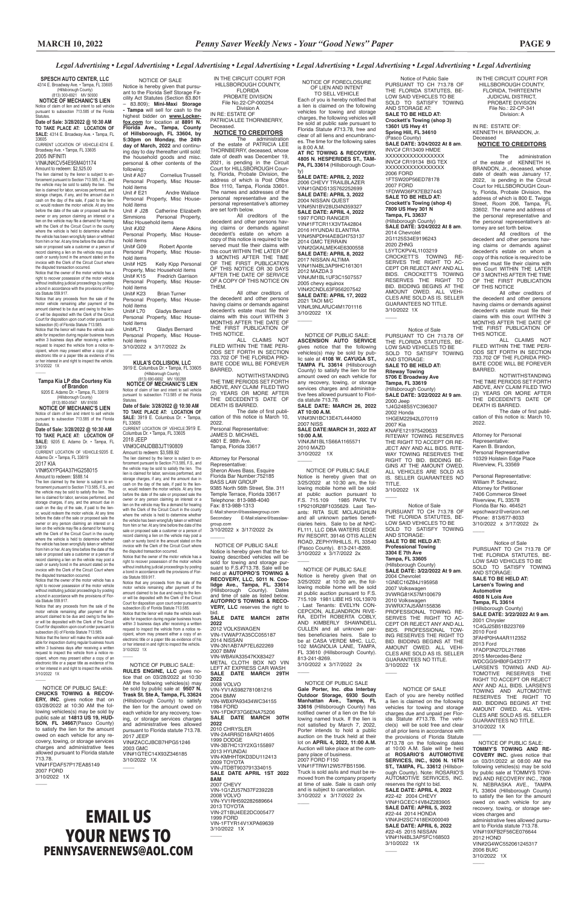*Legal Advertising • Legal Advertising • Legal Advertising • Legal Advertising • Legal Advertising • Legal Advertising • Legal Advertising • Legal Advertising*

**SPESCH AUTO CENTER, LLC**
4314 E. Broadway Ave. • Tampa, FL 33605
(Hillsborough County)
(813) 300-6921 MV 50930

**NOTICE OF MECHANIC'S LIEN**

Notice of claim of lien and intent to sell vehicle pursuant to subsection 713.585 of the Florida Statutes.

**Date of Sale: 3/28/2022 @ 10:30 AM TO TAKE PLACE AT: LOCATION OF SALE:** 4314 E. Broadway Ave. • Tampa, FL 33605

CURRENT LOCATION OF VEHICLE:4314 E. Broadway Ave. • Tampa, FL 33605

2005 INFINITI
VIN#JNKCV54E95M401174
Amount to redeem: $2,525.00

The lien claimed by the lienor is subject to enforcement pursuant to Section 713.585, F.S., and the vehicle may be sold to satisfy the lien. The lien is claimed for labor, services performed, and storage charges, if any, and the amount due in cash on the day of the sale, if paid to the lienor, would redeem the motor vehicle. At any time before the date of the sale or proposed sale the owner or any person claiming an interest or a lien on the vehicle may file a demand for hearing with the Clerk of the Circuit Court in the county where the vehicle is held to determine whether the vehicle has been wrongfully taken or withheld from him or her. At any time before the date of the sale or proposed sale a customer or a person of record claiming a lien on the vehicle may post a cash or surety bond in the amount stated on the invoice with the Clerk of the Circuit Court where the disputed transaction occurred.

Notice that the owner of the motor vehicle has a right to recover possession of the motor vehicle without instituting judicial proceedings by posting a bond in accordance with the provisions of Florida Statute 559.917.

Notice that any proceeds from the sale of the motor vehicle remaining after payment of the amount claimed to be due and owing to the lienor will be deposited with the Clerk of the Circuit Court for disposition upon court order pursuant to subsection (6) of Florida Statute 713.585.

Notice that the lienor will make the vehicle available for inspection during regular business hours within 3 business days after receiving a written request to inspect the vehicle from a notice recipient, whom may present either a copy of an electronic title or a paper title as evidence of his or her interest in and right to inspect the vehicle.
3/10/2022 1X

**Tampa Kia LP dba Courtesy Kia of Brandon**
9205 E. Adamo Dr. • Tampa, FL 33619
(Hillsborough County)
(813) 850-0547 MV 81655

**NOTICE OF MECHANIC'S LIEN**

Notice of claim of lien and intent to sell vehicle pursuant to subsection 713.585 of the Florida Statutes.

**Date of Sale: 3/28/2022 @ 10:30 AM TO TAKE PLACE AT: LOCATION OF SALE:** 9205 E. Adamo Dr. • Tampa, FL 33619

CURRENT LOCATION OF VEHICLE:9205 E. Adamo Dr. • Tampa, FL 33619

2017 KIA
VIN#5XYPG4A37HG258015
Amount to redeem: $588.14

The lien claimed by the lienor is subject to enforcement pursuant to Section 713.585, F.S., and the vehicle may be sold to satisfy the lien. The lien is claimed for labor, services performed, and storage charges, if any, and the amount due in cash on the day of the sale, if paid to the lienor, would redeem the motor vehicle. At any time before the date of the sale or proposed sale the owner or any person claiming an interest or a lien on the vehicle may file a demand for hearing with the Clerk of the Circuit Court in the county where the vehicle is held to determine whether the vehicle has been wrongfully taken or withheld from him or her. At any time before the date of the sale or proposed sale a customer or a person of record claiming a lien on the vehicle may post a cash or surety bond in the amount stated on the invoice with the Clerk of the Circuit Court where the disputed transaction occurred.

Notice that the owner of the motor vehicle has a right to recover possession of the motor vehicle without instituting judicial proceedings by posting a bond in accordance with the provisions of Florida Statute 559.917.

Notice that any proceeds from the sale of the motor vehicle remaining after payment of the amount claimed to be due and owing to the lienor will be deposited with the Clerk of the Circuit Court for disposition upon court order pursuant to subsection (6) of Florida Statute 713.585.

Notice that the lienor will make the vehicle available for inspection during regular business hours within 3 business days after receiving a written request to inspect the vehicle from a notice recipient, whom may present either a copy of an electronic title or a paper title as evidence of his or her interest in and right to inspect the vehicle.
3/10/2022 1X

NOTICE OF PUBLIC SALE: **CHUCKS TOWING & RECOVERY, INC.** gives notice that on 03/28/2022 at 10:30 AM the following vehicles(s) may be sold by public sale at **14813 US 19, HUDSON, FL 34667**(Pasco County) to satisfy the lien for the amount owed on each vehicle for any recovery, towing, or storage services charges and administrative fees allowed pursuant to Florida statute 713.78.
VIN#1FDAF57P17EA85149
2007 FORD
3/10/2022 1X

NOTICE OF SALE

Notice is hereby given that pursuant to the Florida Self Storage Facility Act Statutes (Section 83.801 – 83.809); **Mini-Maxi Storage - Tampa** will sell for cash to the highest bidder on **www.Lockerfox.com** for location at **8891 N. Florida Ave., Tampa, County of Hillsborough, FL 33604, by 5:30pm on Monday, the 24th day of March, 2022** and continuing day to day thereafter until sold: the household goods and misc. personal & other contents of the following:

Unit # A07 Cornelius Trussell Personal Property, Misc Household items
Unit # E21 Andre Wallace Personal Property, Misc Household items
Unit # J28 Catherine Elizabeth Simmions Personal Property, Misc Household items
Unit #J02 Alene Atkins Personal Property, Misc Household items
Unit# G09 Robert Aponte Personal Property, Misc Household items
Unit# H25 Kelly Kipp Personal Property, Misc Household items
Unit# K15 Fredrich Garrison Personal Property, Misc Household items
Unit# K23 Brian Turner Personal Property, Misc Household items
Unit# L70 Gladys Bernard Personal Property, Misc Household items
Unit#L71 Gladys Bernard Personal Property, Misc Household items
3/10/2022 x 3/17/2022 2x

**KULA'S COLLISION, LLC**
3919 E. Columbus Dr. • Tampa, FL 33605
(Hillsborough County)
(813) 690-6692 MV 100288

**NOTICE OF MECHANIC'S LIEN**

Notice of claim of lien and intent to sell vehicle pursuant to subsection 713.585 of the Florida Statutes.

**Date of Sale: 3/28/2022 @ 10:30 AM TO TAKE PLACE AT: LOCATION OF SALE:** 3919 E. Columbus Dr. • Tampa, FL 33605

CURRENT LOCATION OF VEHICLE:3919 E. Columbus Dr. • Tampa, FL 33605

2018 JEEP
VIN#3C4NJDBB3JT190809
Amount to redeem: $3,589.92

The lien claimed by the lienor is subject to enforcement pursuant to Section 713.585, F.S., and the vehicle may be sold to satisfy the lien. The lien is claimed for labor, services performed, and storage charges, if any, and the amount due in cash on the day of the sale, if paid to the lienor, would redeem the motor vehicle. At any time before the date of the sale or proposed sale the owner or any person claiming an interest or a lien on the vehicle may file a demand for hearing with the Clerk of the Circuit Court in the county where the vehicle is held to determine whether the vehicle has been wrongfully taken or withheld from him or her. At any time before the date of the sale or proposed sale a customer or a person of record claiming a lien on the vehicle may post a cash or surety bond in the amount stated on the invoice with the Clerk of the Circuit Court where the disputed transaction occurred.

Notice that the owner of the motor vehicle has a right to recover possession of the motor vehicle without instituting judicial proceedings by posting a bond in accordance with the provisions of Florida Statute 559.917.

Notice that any proceeds from the sale of the motor vehicle remaining after payment of the amount claimed to be due and owing to the lienor will be deposited with the Clerk of the Circuit Court for disposition upon court order pursuant to subsection (6) of Florida Statute 713.585.

Notice that the lienor will make the vehicle available for inspection during regular business hours within 3 business days after receiving a written request to inspect the vehicle from a notice recipient, whom may present either a copy of an electronic title or a paper title as evidence of his or her interest in and right to inspect the vehicle.
3/10/2022 1X

NOTICE OF PUBLIC SALE: **RULES ENGINE, LLC** gives notice that on 03/28/2022 at 10:30 AM the following vehicles(s) may be sold by public sale at **9507 N. Trask St. Ste A, Tampa, FL 33624** (Hillsborough County) to satisfy the lien for the amount owed on each vehicle for any recovery, towing, or storage services charges and administrative fees allowed pursuant to Florida statute 713.78.
2017 JEEP
VIN#ZACCJBCB7HPG51246
2003 GMC
VIN#1GTEC14X93Z346185
3/10/2022 1X

IN THE CIRCUIT COURT FOR HILLSBOROUGH COUNTY, FLORIDA
PROBATE DIVISION
File No.22-CP-000254
Division A
IN RE: ESTATE OF PATRICIA LEE THORNBERRY, Deceased.

**NOTICE TO CREDITORS**

The administration of the estate of PATRICIA LEE THORNBERRY, deceased, whose date of death was December 19, 2021, is pending in the Circuit Court for HILLSBOROUGH County, Florida, Probate Division, the address of which is Post Office Box 1110, Tampa, Florida 33601. The names and addresses of the personal representative and the personal representative's attorney are set forth below.

All creditors of the decedent and other persons having claims or demands against decedent's estate on whom a copy of this notice is required to be served must file their claims with this court WITHIN THE LATER OF 3 MONTHS AFTER THE TIME OF THE FIRST PUBLICATION OF THIS NOTICE OR 30 DAYS AFTER THE DATE OF SERVICE OF A COPY OF THIS NOTICE ON THEM.

All other creditors of the decedent and other persons having claims or demands against decedent's estate must file their claims with this court WITHIN 3 MONTHS AFTER THE DATE OF THE FIRST PUBLICATION OF THIS NOTICE.

ALL CLAIMS NOT FILED WITHIN THE TIME PERIODS SET FORTH IN SECTION 733.702 OF THE FLORIDA PROBATE CODE WILL BE FOREVER BARRED.

NOTWITHSTANDING THE TIME PERIODS SET FORTH ABOVE, ANY CLAIM FILED TWO (2) YEARS OR MORE AFTER THE DECEDENT'S DATE OF DEATH IS BARRED.

The date of first publication of this notice is March 10, 2022.

Personal Representative:
JAMES D. MICHAEL
4801 E. 98th Ave.
Tampa, Florida 33617

Attorney for Personal Representative:
Sheron Alves Bass, Esquire
Florida Bar Number:752185
BASS LAW GROUP
9385 North 56th Street, Ste. 311
Temple Terrace, Florida 33617
Telephone: 813-988-4040
Fax: 813-988-1313
E-Mail:sheron@basslawgroup.com
Secondary E-Mail:elaine@basslawgroup.com
3/10/2022 x 3/17/2022 2x

NOTICE OF PUBLIC SALE

Notice is hereby given that the following described vehicles will be sold for towing and storage pursuant to F.S.#713.78. Sale will be held at **AUTOPRO'S TOWING & RECOVERY, LLC, 5011 N. Coolidge Ave., Tampa, FL. 33614** (Hillsborough County). Dates and time of sale as listed below. **AUTOPRO'S TOWING & RECOVERY, LLC** reserves the right to bid.

**SALE DATE MARCH 28TH 2022**
2012 VOLKSWAGEN
VIN-1VWAP7A35CC055187
2014 NISSAN
VIN-3N1AB7AP7EL622269
2007 BMW
VIN-WBAVA33547KX83427
METAL CLOTH BOX NO VIN LEFT AT EXPRESS CAR WASH

**SALE DATE MARCH 29TH 2022**
2008 VOLVO
VIN-YV1AS982781081216
2004 BMW
VIN-WBXPA93434WC34155
1984 FORD
VIN-1FDKF37G6ENA75206

**SALE DATE MARCH 30TH 2022**
2010 CHRYSLER
VIN-2A4RR5D18AR214605
1999 DODGE
VIN-3B7HC13Y2XG155897
2013 HYUNDAI
VIN-KMHHT6KD3DU112413
2009 TOYOTA
VIN-JTDBT903791334015

**SALE DATE APRIL 1ST 2022 8AM**
2007 CHEVY
VIN-1G1ZU57N37F239228
2008 VOLVO
VIN-YV1RH592282689664
2013 TOYOTA
VIN-2T1BU4EE2DC005477
1999 FORD
VIN-1FTYR14V1XPA69639
3/10/2022 1X

NOTICE OF FORECLOSURE OF LIEN AND INTENT TO SELL VEHICLE

Each of you is hereby notified that a lien is claimed on the following vehicles for towing and storage charges, the following vehicles will be sold at public sale pursuant to Florida Statute #713.78, free and clear of all liens and encumbrances. The time for the following sales is 8:00 A.M.

**AT RC TOWING & RECOVERY, 4805 N. HESPERIDES ST., TAMPA, FL 33614** (Hillsborough County)

**SALE DATE: APRIL 2, 2022**
2006 CHEVY TRAILBLAZER
VIN#1GNDS13S762252699

**SALE DATE: APRIL 3, 2022**
2004 NISSAN QUEST
VIN#5N1BV28U34N359327

**SALE DATE: APRIL 4, 2022**
1997 FORD RANGER
VIN#1FTCR11X3VTA42804
2016 HYUNDAI ELANTRA
VIN#5NPDH4AE8GH753137
2014 GMC TERRAIN
VIN#2GKALMEK4E6300558

**SALE DATE: APRIL 8, 2022**
2017 NISSAN ALTIMA
VIN#1N4BL3AP9HC161301
2012 MAZDA 3
VIN#JM1BL1UF3C1507557
2005 chevy equinox
VIN#2CNDL63F956207542

**SALE DATE: APRIL 17, 2022**
2021 TAOI M/C
VIN#L9NLARJC4M1701116
3/10/2022 1X

NOTICE OF PUBLIC SALE: **ASCENSION AUTO SERVICE** gives notice that the following vehicle(s) may be sold by public sale at **4108 W. CAYUGA ST., TAMPA FL 33614** (Hillsborough County) to satisfy the lien for the amount owed on each vehicle for any recovery, towing, or storage services charges and administrative fees allowed pursuant to Florida statute 713.78.

**SALE DATE: MARCH 26, 2022 AT 10:00 A.M.**
VIN#3N1BC13E47L444060
2007 NISS

**SALE DATE:MARCH 31, 2022 AT 10:00 A.M.**
VIN#JM1BL1S66A1165571
2010 MAZD
3/10/2022 1X

NOTICE OF PUBLIC SALE

Notice is hereby given that on 3/25/2022 at 10:30 am, the following mobile home will be sold at public auction pursuant to F.S. 715.109 1985 PARK TV 1P9210R28F1035629. Last Tenants: RITA SUE MCLAUGHLIN and all unknown parties beneficiaries heirs. Sale to be at NHC-FL111, LLC DBA WATERS EDGE RV RESORT, 39146 OTIS ALLEN ROAD, ZEPHYRHILLS, FL 33540 (Pasco County). 813-241-8269.
3/10/2022 x 3/17/2022 2x

NOTICE OF PUBLIC SALE

Notice is hereby given that on 3/25/2022 at 10:30 am, the following mobile home will be sold at public auction pursuant to F.S. 715.109 1981 LIBE HS 10L13970 . Last Tenants: EVELYN CONCEPCION, ALEJANDRION RIVERA, EDITH ROBERTA COBLY, AND KIMBERLY SHAWNDELL CULLEN and all unknown parties beneficiaries heirs. Sale to be at CASA VERDE MHC, LLC, 102 MAGNOLIA LANE, TAMPA, FL 33610 (Hillsborough County). 813-241-8269.
3/10/2022 x 3/17/2022 2x

NOTICE OF PUBLIC SALE

**Gale Porter, Inc. dba Interbay Outdoor Storage, 6930 South Manhattan Ave., Tampa, FL 33616** (Hillsborough County) has notified owner of a lien on the following named truck. If the lien is not satisfied by March 7, 2022, Porter intends to hold a public auction on the truck held at their lot on **APRIL 4, 2022, 11:00 A.M.** Auction will take place at the company place of business.
2007 FORD F150
VIN#1FTRW12W57FB51596.
Truck is sold as/is and must be removed from the company property at time of sale. Sale is cash only and is subject to cancellation.
3/10/2022 x 3/17/2022 2x

Notice of Public Sale PURSUANT TO CH 713.78 OF THE FLORIDA STATUTES, BELOW SAID VEHICLES TO BE SOLD TO SATISFY TOWING AND STORAGE AT:

**SALE TO BE HELD AT: Crockett's Towing (shop 3) 13601 US Hwy 41 Spring Hill, FL 34610** (Pasco County)
**SALE DATE: 3/24/2022 At 8 am**.
INVC# CR13409 HMDE XXXXXXXXXXXXXXXXX
INVC# CR19134 BIG TEX XXXXXXXXXXXXXXXXX
2006 FORD
1FTSW20P56ED78178
2007 FORD
1FDWW36PX7EB27443

**SALE TO BE HELD AT: Crockett's Towing (shop 4) 7809 US Hwy 301 N Tampa, FL 33637** (Hillsborough County)
**SALE DATE: 3/24/2022 At 8 am**.
2014 Chevrolet
2G1125S34E9196243
2020 ZHNG
L5YTCKPV4L1103219

CROCKETT'S TOWING RESERVES THE RIGHT TO ACCEPT OR REJECT ANY AND ALL BIDS. CROCKETT'S TOWING RESERVES THE RIGHT TO BID. BIDDING BEGINS AT THE AMOUNT OWED. ALL VEHICLES ARE SOLD AS IS. SELLER GUARANTEES NO TITLE.
3/10/2022 1X

Notice of Sale PURSUANT TO CH 713.78 OF THE FLORIDA STATUTES, BELOW SAID VEHICLES TO BE SOLD TO SATISFY TOWING AND STORAGE:

**SALE TO BE HELD AT: Riteway Towing 5706 E Broadway Ave Tampa, FL 33619** (Hillsborough County)
**SALE DATE: 3/22/2022 At 9 am**.
2000 Jeep
1J4G248S5YC396307
2002 Honda
1HGEM22942L070119
2007 Kia
KNAFE121975420633

RITEWAY TOWING RESERVES THE RIGHT TO ACCEPT OR REJECT ANY AND ALL BIDS. RITEWAY TOWING RESERVES THE RIGHT TO BID. BIDDING BEGINS AT THE AMOUNT OWED. ALL VEHICLES ARE SOLD AS IS. SELLER GUARANTEES NO TITLE.
3/10/2022 1X

Notice of Sale PURSUANT TO CH 713.78 OF THE FLORIDA STATUTES, BELOW SAID VEHICLES TO BE SOLD TO SATISFY TOWING AND STORAGE:

**SALE TO BE HELD AT: Professional Towing 3304 E 7th Ave Tampa, FL 33605** (Hillsborough County)
**SALE DATE: 3/22/2022 At 9 am**.
2004 Chevrolet
1GNEC16Z84J195958
2007 Volkswagen
3VWRG81K57M100679
2010 Volkswagen
3VWRX7AJ5AM155836

PROFESSIONAL TOWING RESERVES THE RIGHT TO ACCEPT OR REJECT ANY AND ALL BIDS. PROFESSIONAL TOWING RESERVES THE RIGHT TO BID. BIDDING BEGINS AT THE AMOUNT OWED. ALL VEHICLES ARE SOLD AS IS. SELLER GUARANTEES NO TITLE.
3/10/2022 1X

NOTICE OF SALE

Each of you are hereby notified a lien is claimed on the following vehicles for towing and storage charges due and unpaid per Florida Statute #713.78. The vehicle(s) will be sold free and clear of all prior liens in accordance with the provisions of Florida Statute #713.78 on the following dates at 10:00 A.M. Sale will be held at **ROSARIO'S AUTOMOTIVE SERVICES, INC., 9206 N. 16TH ST., TAMPA, FL. 33612** (Hillsborough County). Note: ROSARIO'S AUTOMOTIVE SERVICES, INC. reserves the right to bid.

**SALE DATE: APRIL 4, 2022**
#22-42 2004 CHEVY
VIN#1GCEC14V84Z283905

**SALE DATE: APRIL 5, 2022**
#22-44 2014 HONDA
VIN#JH2SC7418EK000049

**SALE DATE: APRIL 6, 2022**
#22-45 2015 NISSAN
VIN#1N4BL3AP5FC168503
3/10/2022 1X

IN THE CIRCUIT COURT FOR HILLSBOROUGH COUNTY, FLORIDA, THIRTEENTH JUDICIAL DISTRICT, PROBATE DIVISION
File No.: 22-CP-341
Division: A

IN RE: ESTATE OF: KENNETH H. BRANDON, Jr. Deceased

**NOTICE TO CREDITORS**

The administration of the estate of KENNETH H. BRANDON, Jr., deceased, whose date of death was January 17, 2022, is pending in the Circuit Court for HILLSBOROUGH County, Florida, Probate Division, the address of which is 800 E. Twiggs Street, Room 206, Tampa, FL 33602. The name and address of the personal representative and the personal representative's attorney are set forth below.

All creditors of the decedent and other persons having claims or demands against decedent's estate on whom a copy of this notice is required to be served must file their claims with this Court WITHIN THE LATER OF 3 MONTHS AFTER THE TIME OF THE FIRST PUBLICATION OF THIS NOTICE.

All other creditors of the decedent and other persons having claims or demands against decedent's estate must file their claims with this court WITHIN 3 MONTHS AFTER THE DATE OF THE FIRST PUBLICATION OF THIS NOTICE.

ALL CLAIMS NOT FILED WITHIN THE TIME PERIODS SET FORTH IN SECTION 733.702 OF THE FLORIDA PROBATE CODE WILL BE FOREVER BARRED.

NOTWITHSTANDING THE TIME PERIODS SET FORTH ABOVE, ANY CLAIM FILED TWO (2) YEARS OR MORE AFTER THE DECEDENT'S DATE OF DEATH IS BARRED.

The date of first publication of this notice is: March 10, 2022.

Attorney for Personal Representative:
Karen B. Brandon,
Personal Representative
10329 Holstein Edge Place
Riverview, FL 33569

Personal Representative:
William P. Schwarz,
Attorney for Petitioner
7406 Commerce Street
Riverview, FL 33578
Florida Bar No. 464521
wpschwarz@verizon.net
Phone: 813/677-8033
3/10/2022 x 3/17/2022 2x

Notice of Sale PURSUANT TO CH 713.78 OF THE FLORIDA STATUTES, BELOW SAID VEHICLES TO BE SOLD TO SATISFY TOWING AND STORAGE:

**SALE TO BE HELD AT: Larsen's Towing and Automotive 4608 N Lois Ave Tampa, FL 33614** (Hillsborough County)
**SALE DATE: 3/22/2022 At 9 am**.
2001 Chrysler
1C4GJ25B51B223769
2010 Ford
3FAHP0HA4AR112352
2013 Ford
1FADP3N27DL217886
2015 Mercedes-Benz
WDCGG5HB0FG433177

LARSEN'S TOWING AND AUTOMOTIVE RESERVES THE RIGHT TO ACCEPT OR REJECT ANY AND ALL BIDS. LARSEN'S TOWING AND AUTOMOTIVE RESERVES THE RIGHT TO BID. BIDDING BEGINS AT THE AMOUNT OWED. ALL VEHICLES ARE SOLD AS IS. SELLER GUARANTEES NO TITLE.
3/10/2022 1X

NOTICE OF PUBLIC SALE: **TOMMY'S TOWING AND RECOVERY INC.** gives notice that on 03/31/2022 at 08:00 AM the following vehicles(s) may be sold by public sale at TOMMYS TOWING AND RECOVERY INC., 7808 N. NEBRASKA AVE., TAMPA FL 33604 (Hillsborough County) to satisfy the lien for the amount owed on each vehicle for any recovery, towing, or storage services charges and administrative fees allowed pursuant to Florida statute 713.78.
VIN#19XFB2F56CE076644
2012 HOND
VIN#2G4WC552061245317
2006 BUIC
3/10/2022 1X

**EMAIL US YOUR NEWS TO PENNYSAVERNEWS@AOL.COM**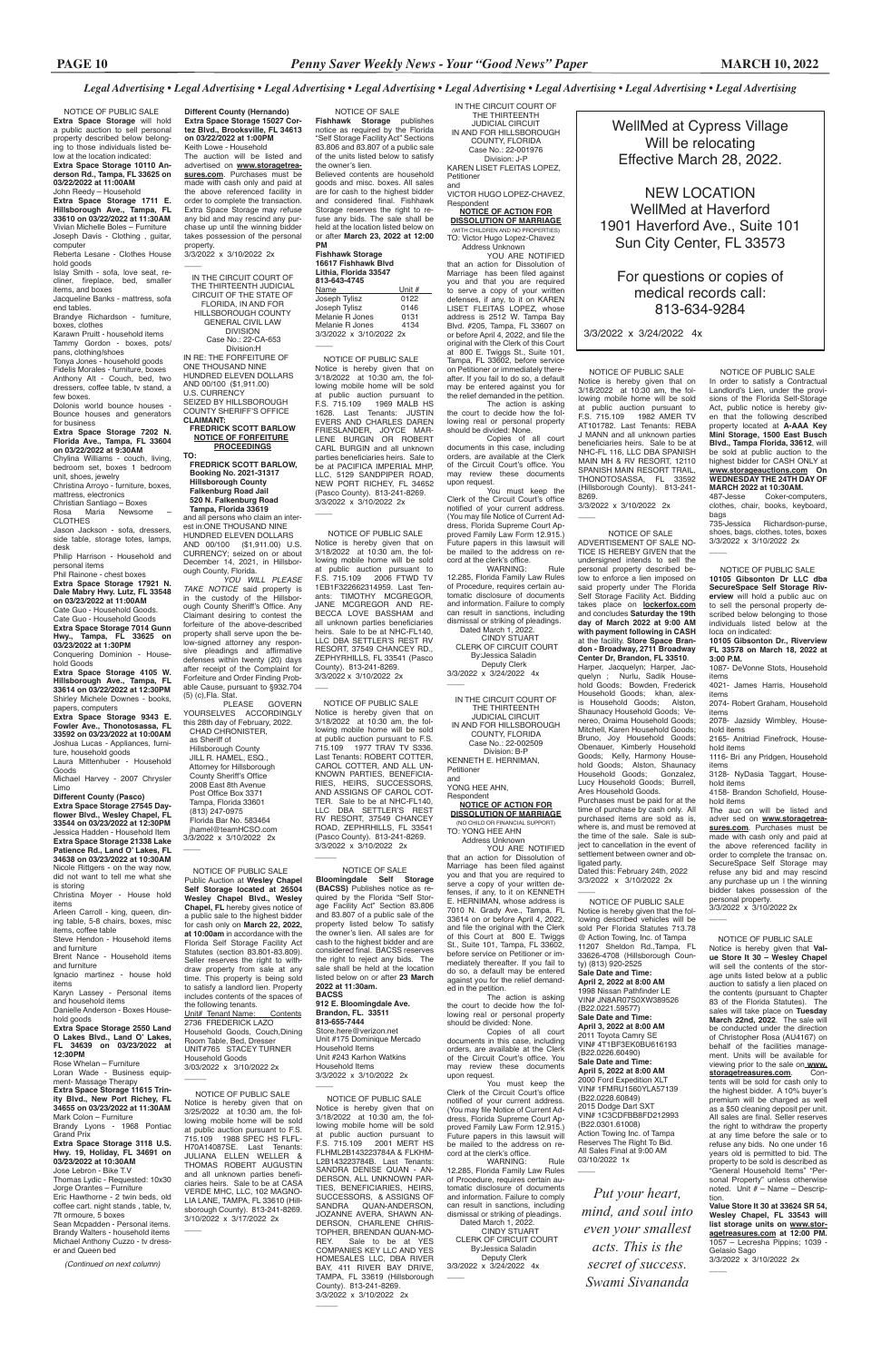*Legal Advertising • Legal Advertising • Legal Advertising • Legal Advertising • Legal Advertising • Legal Advertising • Legal Advertising • Legal Advertising*

NOTICE OF PUBLIC SALE

**Extra Space Storage** will hold a public auction to sell personal property described below belonging to those individuals listed below at the location indicated:

**Extra Space Storage 10110 Anderson Rd., Tampa, FL 33625 on 03/22/2022 at 11:00AM**
John Reedy – Household
**Extra Space Storage 1711 E. Hillsborough Ave., Tampa, FL 33610 on 03/22/2022 at 11:30AM**
Vivian Michelle Boles – Furniture
Joseph Davis - Clothing , guitar, computer
Reberta Lesane - Clothes House hold goods
Islay Smith - sofa, love seat, recliner, fireplace, bed, smaller items, and boxes
Jacqueline Banks - mattress, sofa end tables.
Brandye Richardson - furniture, boxes, clothes
Karawn Pruitt - household items
Tammy Gordon - boxes, pots/pans, clothing/shoes
Tonya Jones - household goods
Fidelis Morales - furniture, boxes
Anthony All - Couch, bed, two dressers, coffee table, tv stand, a few boxes.
Dolonis world bounce houses - Bounce houses and generators for business
**Extra Space Storage 7202 N. Florida Ave., Tampa, FL 33604 on 03/22/2022 at 9:30AM**
Chylina Williams - couch, living, bedroom set, boxes 1 bedroom unit, shoes, jewelry
Christina Arroyo - furniture, boxes, mattress, electronics
Christian Santiago – Boxes
Rosa Maria Newsome – CLOTHES
Jason Jackson - sofa, dressers, side table, storage totes, lamps, desk
Philip Harrison - Household and personal items
Phil Rainone - chest boxes
**Extra Space Storage 17921 N. Dale Mabry Hwy. Lutz, FL 33548 on 03/23/2022 at 11:00AM**
Cate Guo - Household Goods.
Cate Guo - Household Goods
**Extra Space Storage 7014 Gunn Hwy., Tampa, FL 33625 on 03/23/2022 at 1:30PM**
Conquering Dominion - Household Goods
**Extra Space Storage 4105 W. Hillsborough Ave., Tampa, FL 33614 on 03/22/2022 at 12:30PM**
Shirley Michele Downes - books, papers, computers
**Extra Space Storage 9343 E. Fowler Ave., Thonotosassa, FL 33592 on 03/23/2022 at 10:00AM**
Joshua Lucas - Appliances, furniture, household goods
Laura Mittenhuber - Household Goods
Michael Harvey - 2007 Chrysler Limo
**Different County (Pasco)**
**Extra Space Storage 27545 Dayflower Blvd., Wesley Chapel, FL 33544 on 03/23/2022 at 12:30PM**
Jessica Hadden - Household Item
**Extra Space Storage 21338 Lake Patience Rd., Land O' Lakes, FL 34638 on 03/23/2022 at 10:30AM**
Nicole Rittgers - on the way now, did not want to tell me what she is storing
Christina Moyer - House hold items
Arleen Carroll - king, queen, dining table, 5-8 chairs, boxes, misc items, coffee table
Steve Hendon - Household items and furniture
Brent Nance - Household items and furniture
Ignacio martinez - house hold items
Karyn Lassey - Personal items and household items
Danielle Anderson - Boxes Household goods
**Extra Space Storage 2550 Land O Lakes Blvd., Land O' Lakes, FL 34639 on 03/23/2022 at 12:30PM**
Rose Whelan – Furniture
Loran Wade - Business equipment- Massage Therapy
**Extra Space Storage 11615 Trinity Blvd., New Port Richey, FL 34655 on 03/23/2022 at 11:30AM**
Mark Colon – Furniture
Brandy Lyons - 1968 Pontiac Grand Prix
**Extra Space Storage 3118 U.S. Hwy. 19, Holiday, FL 34691 on 03/23/2022 at 10:30AM**
Jose Lebron - Bike T.V
Thomas Lydic - Requested: 10x30
Jorge Orantes – Furniture
Eric Hawthorne - 2 twin beds, old coffee cart, night stands , table, tv, 7ft ormoure, 5 boxes
Sean Mcpadden - Personal items.
Brandy Walters - household items
Michael Anthony Cuzzo - tv dresser and Queen bed

*(Continued on next column)*

**Different County (Hernando)**
**Extra Space Storage 15027 Cortez Blvd., Brooksville, FL 34613 on 03/22/2022 at 1:00PM**
Keith Lowe - Household
The auction will be listed and advertised on **www.storagetreasures.com**. Purchases must be made with cash only and paid at the above referenced facility in order to complete the transaction. Extra Space Storage may refuse any bid and may rescind any purchase up until the winning bidder takes possession of the personal property.
3/3/2022 x 3/10/2022 2x

---

IN THE CIRCUIT COURT OF THE THIRTEENTH JUDICIAL CIRCUIT OF THE STATE OF FLORIDA, IN AND FOR HILLSBOROUGH COUNTY GENERAL CIVIL LAW DIVISION
Case No.: 22-CA-653
Division:H

IN RE: THE FORFEITURE OF ONE THOUSAND NINE HUNDRED ELEVEN DOLLARS AND 00/100 ($1,911.00) U.S. CURRENCY
SEIZED BY HILLSBOROUGH COUNTY SHERIFF'S OFFICE
**CLAIMANT:**
**FREDRICK SCOTT BARLOW**
**NOTICE OF FORFEITURE PROCEEDINGS**

**TO:**
**FREDRICK SCOTT BARLOW, Booking No. 2021-31317 Hillsborough County Falkenburg Road Jail 520 N. Falkenburg Road Tampa, Florida 33619**
and all persons who claim an interest in:ONE THOUSAND NINE HUNDRED ELEVEN DOLLARS AND 00/100 ($1,911.00) U.S. CURRENCY; seized on or about December 14, 2021, in Hillsborough County, Florida.

*YOU WILL PLEASE TAKE NOTICE* said property is in the custody of the Hillsborough County Sheriff's Office. Any Claimant desiring to contest the forfeiture of the above-described property shall serve upon the below-signed attorney any responsive pleadings and affirmative defenses within twenty (20) days after receipt of the Complaint for Forfeiture and Order Finding Probable Cause, pursuant to §932.704 (5) (c),Fla. Stat.

PLEASE GOVERN YOURSELVES ACCORDINGLY this 28th day of February, 2022.
CHAD CHRONISTER,
as Sheriff of
Hillsborough County
JILL R. HAMEL, ESQ.,
Attorney for Hillsborough County Sheriff's Office
2008 East 8th Avenue
Post Office Box 3371
Tampa, Florida 33601
(813) 247-0975
Florida Bar No. 583464
jhamel@teamHCSO.com
3/3/2022 x 3/10/2022 2x

---

NOTICE OF PUBLIC SALE

Public Auction at **Wesley Chapel Self Storage located at 26504 Wesley Chapel Blvd., Wesley Chapel, FL** hereby gives notice of a public sale to the highest bidder for cash only on **March 22, 2022, at 10:00am** in accordance with the Florida Self Storage Facility Act Statutes (section 83.801-83.809). Seller reserves the right to withdraw property from sale at any time. This property is being sold to satisfy a landlord lien. Property includes contents of the spaces of the following tenants.

Unit# Tenant Name: Contents
2736 FREDERICK LAZO Household Goods, Couch,Dining Room Table, Bed, Dresser
UNIT#765 STACEY TURNER Household Goods
3/03/2022 x 3/10/2022 2x

---

NOTICE OF PUBLIC SALE

Notice is hereby given that on 3/25/2022 at 10:30 am, the following mobile home will be sold at public auction pursuant to F.S. 715.109 1988 SPEC HS FLFLH70A14087SE. Last Tenants: JULIANA ELLEN WELLER & THOMAS ROBERT AUGUSTIN and all unknown parties beneficiaries heirs. Sale to be at CASA VERDE MHC, LLC, 102 MAGNOLIA LANE, TAMPA, FL 33610 (Hillsborough County). 813-241-8269.
3/10/2022 x 3/17/2022 2x

---

NOTICE OF SALE

**Fishhawk Storage** publishes notice as required by the Florida "Self Storage Facility Act" Sections 83.806 and 83.807 of a public sale of the units listed below to satisfy the owner's lien.

Believed contents are household goods and misc. boxes. All sales are for cash to the highest bidder and considered final. Fishhawk Storage reserves the right to refuse any bids. The sale shall be held at the location listed below on or after **March 23, 2022 at 12:00 PM**

**Fishhawk Storage**
**16617 Fishhawk Blvd**
**Lithia, Florida 33547**
**813-643-4745**

| Name | Unit # |
|---|---|
| Joseph Tylisz | 0122 |
| Joseph Tylisz | 0146 |
| Melanie R Jones | 0131 |
| Melanie R Jones | 4134 |

3/3/2022 x 3/10/2022 2x

---

NOTICE OF PUBLIC SALE

Notice is hereby given that on 3/18/2022 at 10:30 am, the following mobile home will be sold at public auction pursuant to F.S. 715.109 1969 MALB HS 1628. Last Tenants: JUSTIN EVERS AND CHARLES DAREN FRIESLANDER, JOYCE MARLENE BURGIN OR ROBERT CARL BURGIN and all unknown parties beneficiaries heirs. Sale to be at PACIFICA IMPERIAL MHP, LLC, 5129 SANDPIPER ROAD, NEW PORT RICHEY, FL 34652 (Pasco County). 813-241-8269.
3/3/2022 x 3/10/2022 2x

---

NOTICE OF PUBLIC SALE

Notice is hereby given that on 3/18/2022 at 10:30 am, the following mobile home will be sold at public auction pursuant to F.S. 715.109 2006 FTWD TV 1EB1F322662314959. Last Tenants: TIMOTHY MCGREGOR, JANE MCGREGOR AND REBECCA LOVE BASSHAM and all unknown parties beneficiaries heirs. Sale to be at NHC-FL140, LLC DBA SETTLER'S REST RV RESORT, 37549 CHANCEY RD., ZEPHYRHILLS, FL 33541 (Pasco County). 813-241-8269.
3/3/2022 x 3/10/2022 2x

---

NOTICE OF PUBLIC SALE

Notice is hereby given that on 3/18/2022 at 10:30 am, the following mobile home will be sold at public auction pursuant to F.S. 715.109 1977 TRAV TV 3336. Last Tenants: ROBERT COTTER, CAROL COTTER, AND ALL UNKNOWN PARTIES, BENEFICIARIES, HEIRS, SUCCESSORS, AND ASSIGNS OF CAROL COTTER. Sale to be at NHC-FL140, LLC DBA SETTLER'S REST RV RESORT, 37549 CHANCEY ROAD, ZEPHRHILLS, FL 33541 (Pasco County). 813-241-8269.
3/3/2022 x 3/10/2022 2x

---

NOTICE OF SALE

**Bloomingdale Self Storage (BACSS)** Publishes notice as required by the Florida "Self Storage Facility Act" Section 83.806 and 83.807 of a public sale of the property listed below To satisfy the owners lien. All sales are for cash to the highest bidder and are considered final. BACSS reserves the right to reject any bids. The sale shall be held at the location listed below on or after **23 March 2022 at 11:30am.**

**BACSS**
**912 E. Bloomingdale Ave.**
**Brandon, FL. 33511**
**813-655-7444**
Store.here@verizon.net
Unit #175 Dominique Mercado
Household Items
Unit #243 Karhon Watkins
Household Items
3/3/2022 x 3/10/2022 2x

---

NOTICE OF PUBLIC SALE

Notice is hereby given that on 3/18/2022 at 10:30 am, the following mobile home will be sold at public auction pursuant to F.S. 715.109 2001 MERT HS FLHML2B143223784A & FLKHML2B143223784B. Last Tenants: SANDRA DENISE QUAN - ANDERSON, ALL UNKNOWN PARTIES, BENEFICIARIES, HEIRS, SUCCESSORS, & ASSIGNS OF SANDRA QUAN-ANDERSON, JOZANNE AVERA, SHAWN ANDERSON, CHARLENE CHRISTOPHER, BRENDAN QUAN-MOREY. Sale to be at YES COMPANIES KEY LLC AND YES HOMESALES LLC, DBA RIVER BAY, 411 RIVER BAY DRIVE, TAMPA, FL 33619 (Hillsborough County). 813-241-8269.
3/3/2022 x 3/10/2022 2x

---

IN THE CIRCUIT COURT OF THE THIRTEENTH JUDICIAL CIRCUIT IN AND FOR HILLSBOROUGH COUNTY, FLORIDA
Case No.: 22-001976
Division: J-P

KAREN LISET FLEITAS LOPEZ,
Petitioner
and
VICTOR HUGO LOPEZ-CHAVEZ,
Respondent

**NOTICE OF ACTION FOR DISSOLUTION OF MARRIAGE**
(WITH CHILDREN AND NO PROPERTIES)

TO: Victor Hugo Lopez-Chavez
Address Unknown

YOU ARE NOTIFIED that an action for Dissolution of Marriage has been filed against you and that you are required to serve a copy of your written defenses, if any, to it on KAREN LISET FLEITAS LOPEZ, whose address is 2512 W. Tampa Bay Blvd. #205, Tampa, FL 33607 on or before April 4, 2022, and file the original with the Clerk of this Court at 800 E. Twiggs St., Suite 101, Tampa, FL 33602, before service on Petitioner or immediately thereafter. If you fail to do so, a default may be entered against you for the relief demanded in the petition.

The action is asking the court to decide how the following real or personal property should be divided: None.

Copies of all court documents in this case, including orders, are available at the Clerk of the Circuit Court's office. You may review these documents upon request.

You must keep the Clerk of the Circuit Court's office notified of your current address. (You may file Notice of Current Address, Florida Supreme Court Approved Family Law Form 12.915.) Future papers in this lawsuit will be mailed to the address on record at the clerk's office.

WARNING: Rule 12.285, Florida Family Law Rules of Procedure, requires certain automatic disclosure of documents and information. Failure to comply can result in sanctions, including dismissal or striking of pleadings.

Dated March 1, 2022.
CINDY STUART
CLERK OF CIRCUIT COURT
By:Jessica Saladin
Deputy Clerk
3/3/2022 x 3/24/2022 4x

---

IN THE CIRCUIT COURT OF THE THIRTEENTH JUDICIAL CIRCUIT IN AND FOR HILLSBOROUGH COUNTY, FLORIDA
Case No.: 22-002509
Division: B-P

KENNETH E. HERNIMAN,
Petitioner
and
YONG HEE AHN,
Respondent

**NOTICE OF ACTION FOR DISSOLUTION OF MARRIAGE**
(NO CHILD OR FINANCIAL SUPPORT)

TO: YONG HEE AHN
Address Unknown

YOU ARE NOTIFIED that an action for Dissolution of Marriage has been filed against you and that you are required to serve a copy of your written defenses, if any, to it on KENNETH E. HERNIMAN, whose address is 7010 N. Grady Ave., Tampa, FL 33614 on or before April 4, 2022, and file the original with the Clerk of this Court at 800 E. Twiggs St., Suite 101, Tampa, FL 33602, before service on Petitioner or immediately thereafter. If you fail to do so, a default may be entered against you for the relief demanded in the petition.

The action is asking the court to decide how the following real or personal property should be divided: None.

Copies of all court documents in this case, including orders, are available at the Clerk of the Circuit Court's office. You may review these documents upon request.

You must keep the Clerk of the Circuit Court's office notified of your current address. (You may file Notice of Current Address, Florida Supreme Court Approved Family Law Form 12.915.) Future papers in this lawsuit will be mailed to the address on record at the clerk's office.

WARNING: Rule 12.285, Florida Family Law Rules of Procedure, requires certain automatic disclosure of documents and information. Failure to comply can result in sanctions, including dismissal or striking of pleadings.

Dated March 1, 2022.
CINDY STUART
CLERK OF CIRCUIT COURT
By:Jessica Saladin
Deputy Clerk
3/3/2022 x 3/24/2022 4x

---

WellMed at Cypress Village
Will be relocating
Effective March 28, 2022.

NEW LOCATION
WellMed at Haverford
1901 Haverford Ave., Suite 101
Sun City Center, FL 33573

For questions or copies of medical records call:
813-634-9284

3/3/2022 x 3/24/2022 4x

---

NOTICE OF PUBLIC SALE

Notice is hereby given that on 3/18/2022 at 10:30 am, the following mobile home will be sold at public auction pursuant to F.S. 715.109 1982 AMER TV AT101782. Last Tenants: REBA J MANN and all unknown parties beneficiaries heirs. Sale to be at NHC-FL 116, LLC DBA SPANISH MAIN MH & RV RESORT, 12110 SPANISH MAIN RESORT TRAIL, THONOTOSASSA, FL 33592 (Hillsborough County). 813-241-8269.
3/3/2022 x 3/10/2022 2x

---

NOTICE OF SALE

ADVERTISEMENT OF SALE NOTICE IS HEREBY GIVEN THAT the undersigned intends to sell the personal property described below to enforce a lien imposed on said property under The Florida Self Storage Facility Act. Bidding takes place on **lockerfox.com** and concludes **Saturday the 19th day of March 2022 at 9:00 AM with payment following in CASH** at the facility. **Store Space Brandon - Broadway, 2711 Broadway Center Dr, Brandon, FL 33510.**

Harper, Jacquelyn; Harper, Jacquelyn ; Nurlu, Sadik Household Goods; Bowden, Frederick Household Goods; khan, alexis Household Goods; Alston, Shaunacy Household Goods; Veneneo, Oraima Household Goods; Mitchell, Karen Household Goods; Bruno, Joy Household Goods; Obenauer, Kimberly Household Goods; Kelly, Harmony Household Goods; Alston, Shaunacy Household Goods; Gonzalez, Lucy Household Goods; Burrell, Ares Household Goods.

Purchases must be paid for at the time of purchase by cash only. All purchased items are sold as is, where is, and must be removed at the time of the sale. Sale is subject to cancellation in the event of settlement between owner and obligated party.

Dated this: February 24th, 2022
3/3/2022 x 3/10/2022 2x

---

NOTICE OF PUBLIC SALE

Notice is hereby given that the following described vehicles will be sold Per Florida Statutes 713.78 @ Action Towing, Inc. of Tampa 11207 Sheldon Rd.,Tampa, FL 33626-4708 (Hillsborough County) (813) 920-2525

**Sale Date and Time:**
**April 2, 2022 at 8:00 AM**
1998 Nissan Pathfinder LE
VIN# JN8AR07S0XW389526
(B22.0221.59577)

**Sale Date and Time:**
**April 3, 2022 at 8:00 AM**
2011 Toyota Camry SE
VIN# 4T1BF3EK0BU616193
(B22.0226.60490)

**Sale Date and Time:**
**April 5, 2022 at 8:00 AM**
2000 Ford Expedition XLT
VIN# 1FMRU1560YLA57139
(B22.0228.60849)
2015 Dodge Dart SXT
VIN# 1C3CDFBB8FD212993
(B22.0301.61008)

Action Towing Inc. of Tampa Reserves The Right To Bid.
All Sales Final at 9:00 AM
03/10/2022 1x

---

*Put your heart, mind, and soul into even your smallest acts. This is the secret of success. Swami Sivananda*

---

NOTICE OF PUBLIC SALE

In order to satisfy a Contractual Landlord's Lien, under the provisions of the Florida Self-Storage Act, public notice is hereby given that the following described property located at **A-AAA Key Mini Storage, 1500 East Busch Blvd., Tampa Florida, 33612**, will be sold at public auction to the highest bidder for CASH ONLY at **www.storageauctions.com On WEDNESDAY THE 24TH DAY OF MARCH 2022 at 10:30AM.**

487-Jesse Coker-computers, clothes, chair, books, keyboard, bags
735-Jessica Richardson-purse, shoes, bags, clothes, totes, boxes
3/3/2022 x 3/10/2022 2x

---

NOTICE OF PUBLIC SALE

**10105 Gibsonton Dr LLC dba SecureSpace Self Storage Riverview** will hold a public auc on to sell the personal property described below belonging to those individuals listed below at the loca on indicated:

**10105 Gibsonton Dr., Riverview FL 33578 on March 18, 2022 at 3:00 P.M.**

1087- DeVonne Stots, Household items
4021- James Harris, Household items
2074- Robert Graham, Household items
2078- Jazsidy Wimbley, Household items
2165- Anitriad Finefrock, Household items
1116- Bri any Pridgen, Household items
3128- NyDasia Taggart, Household items
4158- Brandon Schofield, Household items

The auc on will be listed and adver sed on **www.storagetreasures.com**. Purchases must be made with cash only and paid at the above referenced facility in order to complete the transac on. SecureSpace Self Storage may refuse any bid and may rescind any purchase up un l the winning bidder takes possession of the personal property.
3/3/2022 x 3/10/2022 2x

---

NOTICE OF PUBLIC SALE

Notice is hereby given that **Value Store It 30 – Wesley Chapel** will sell the contents of the storage units listed below at a public auction to satisfy a lien placed on the contents (pursuant to Chapter 83 of the Florida Statutes). The sales will take place on **Tuesday March 22nd, 2022**. The sale will be conducted under the direction of Christopher Rosa (AU4167) on behalf of the facilities management. Units will be available for viewing prior to the sale on **www.storagetreasures.com**. Contents will be sold for cash only to the highest bidder. A 10% buyer's premium will be charged as well as a $50 cleaning deposit per unit. All sales are final. Seller reserves the right to withdraw the property at any time before the sale or to refuse any bids. No one under 16 years old is permitted to bid. The property to be sold is described as "General Household Items" "Personal Property" unless otherwise noted. Unit # – Name – Description.

**Value Store It 30 at 33624 SR 54, Wesley Chapel, FL 33543 will list storage units on www.storagetreasures.com at 12:00 PM.**
1057 – Lecresha Pippins; 1039 - Gelasio Sago
3/3/2022 x 3/10/2022 2x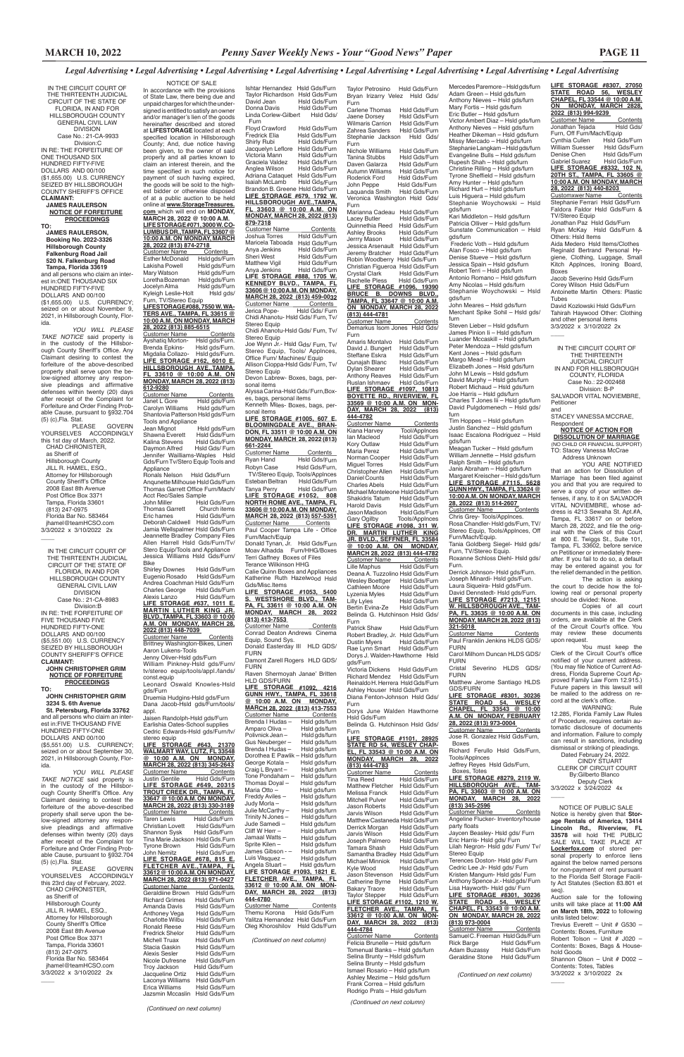*Legal Advertising • Legal Advertising • Legal Advertising • Legal Advertising • Legal Advertising • Legal Advertising • Legal Advertising • Legal Advertising*

IN THE CIRCUIT COURT OF THE THIRTEENTH JUDICIAL CIRCUIT OF THE STATE OF FLORIDA, IN AND FOR HILLSBOROUGH COUNTY GENERAL CIVIL LAW DIVISION
Case No.: 21-CA-9933
Division:C

IN RE: THE FORFEITURE OF ONE THOUSAND SIX HUNDRED FIFTY-FIVE DOLLARS AND 00/100 ($1,655.00) U.S. CURRENCY SEIZED BY HILLSBOROUGH COUNTY SHERIFF'S OFFICE

**CLAIMANT:**
**JAMES RAULERSON**

**NOTICE OF FORFEITURE PROCEEDINGS**

**TO:**
**JAMES RAULERSON, Booking No. 2022-3326 Hillsborough County Falkenburg Road Jail 520 N. Falkenburg Road Tampa, Florida 33619**

and all persons who claim an interest in:ONE THOUSAND SIX HUNDRED FIFTY-FIVE DOLLARS AND 00/100 ($1,655.00) U.S. CURRENCY; seized on or about November 9, 2021, in Hillsborough County, Florida.

*YOU WILL PLEASE TAKE NOTICE* said property is in the custody of the Hillsborough County Sheriff's Office. Any Claimant desiring to contest the forfeiture of the above-described property shall serve upon the below-signed attorney any responsive pleadings and affirmative defenses within twenty (20) days after receipt of the Complaint for Forfeiture and Order Finding Probable Cause, pursuant to §932.704 (5) (c),Fla. Stat.

PLEASE GOVERN YOURSELVES ACCORDINGLY this 1st day of March, 2022.

CHAD CHRONISTER, as Sheriff of Hillsborough County
JILL R. HAMEL, ESQ., Attorney for Hillsborough County Sheriff's Office
2008 East 8th Avenue
Post Office Box 3371
Tampa, Florida 33601
(813) 247-0975
Florida Bar No. 583464
jhamel@teamHCSO.com

3/3/2022 x 3/10/2022 2x

---

IN THE CIRCUIT COURT OF THE THIRTEENTH JUDICIAL CIRCUIT OF THE STATE OF FLORIDA, IN AND FOR HILLSBOROUGH COUNTY GENERAL CIVIL LAW DIVISION
Case No.: 21-CA-8983
Division:B

IN RE: THE FORFEITURE OF FIVE THOUSAND FIVE HUNDRED FIFTY-ONE DOLLARS AND 00/100 ($5,551.00) U.S. CURRENCY SEIZED BY HILLSBOROUGH COUNTY SHERIFF'S OFFICE

**CLAIMANT:**
**JOHN CHRISTOPHER GRIM**

**NOTICE OF FORFEITURE PROCEEDINGS**

**TO:**
**JOHN CHRISTOPHER GRIM 3234 S. 6th Avenue St. Petersburg, Florida 33762**

and all persons who claim an interest in:FIVE THOUSAND FIVE HUNDRED FIFTY-ONE DOLLARS AND 00/100 ($5,551.00) U.S. CURRENCY; seized on or about September 30, 2021, in Hillsborough County, Florida.

*YOU WILL PLEASE TAKE NOTICE* said property is in the custody of the Hillsborough County Sheriff's Office. Any Claimant desiring to contest the forfeiture of the above-described property shall serve upon the below-signed attorney any responsive pleadings and affirmative defenses within twenty (20) days after receipt of the Complaint for Forfeiture and Order Finding Probable Cause, pursuant to §932.704 (5) (c),Fla. Stat.

PLEASE GOVERN YOURSELVES ACCORDINGLY this 23rd day of February, 2022.

CHAD CHRONISTER, as Sheriff of Hillsborough County
JILL R. HAMEL, ESQ., Attorney for Hillsborough County Sheriff's Office
2008 East 8th Avenue
Post Office Box 3371
Tampa, Florida 33601
(813) 247-0975
Florida Bar No. 583464
jhamel@teamHCSO.com

3/3/2022 x 3/10/2022 2x

---

NOTICE OF SALE

In accordance with the provisions of State Law, there being due and unpaid charges for which the undersigned is entitled to satisfy an owner and/or manager's lien of the goods hereinafter described and stored at **LIFESTORAGE** located at each specified location in Hillsborough County; And, due notice having been given, to the owner of said property and all parties known to claim an interest therein, and the time specified in such notice for payment of such having expired, the goods will be sold to the highest bidder or otherwise disposed of at a public auction to be held online at **www.StorageTreasures.com** which will end on **MONDAY, MARCH 28, 2022 @ 10:00 A.M.**

**LIFE STORAGE #071, 3000 W. COLUMBUS DR., TAMPA, FL 33607 @ 10:00 A.M. ON MONDAY, MARCH 28, 2022 (813) 874-2718**

| Customer Name | Contents |
|---|---|
| Esther McDonald | Hsld gds/Furn |
| Lakisha Powell | Hsld gds/Furn |
| Mary Watson | Hsld gds/Furn |
| Loretta Bozeman | Hsld gds/Furn |
| Jocelyn Alma | Hsld gds/Furn |
| Kyleigh Leslie-Holt | Hsld gds/Furn, TV/Stereo Equip |

**LIFESTORAGE#088, 7550 W. WATERS AVE., TAMPA, FL 33615 @ 10:00 A.M. ON MONDAY, MARCH 28, 2022 (813) 885-6515**

| Customer Name | Contents |
|---|---|
| Ayshatiq Morton- | Hsld gds/Furn. |
| Brenda Epkins- | Hsld gds/Furn. |
| Migdalia Collazo- | Hsld gds/Furn. |

**LIFE STORAGE #162, 6010 E. HILLSBOROUGH AVE., TAMPA, FL 33610 @ 10:00 A.M. ON MONDAY, MARCH 28, 2022 (813) 612-9280**

| Customer Name | Contents |
|---|---|
| Janet L Gore | Hsld gds/Furn |
| Carolyn Williams | Hsld gds/Furn |
| Shantovia Patterson | Hsld gds/Furn Tools and Appliance |
| Jean Mignot | Hsld gds/Furn |
| Shawna Everett | Hsld Gds/Furn |
| Kalina Stevens | Hsld Gds/Furn |
| Daymon Alfred | Hsld Gds/ Furn |
| Jennifer Walliams-Waples | Hsld Gds/Furn Tv/Stereo Equip Tools and Appliance |
| Ronals Nelson | Hsld Gds/Furn |
| Anquenette Milhouse | Hsld Gds/Furn |
| Thomas Garrett | Office Furn/Mach/ Acct Rec/Sales Sample |
| John Miller | Hsld Gds/Furn |
| Thomas Garrett | Church items |
| Eric hames | Hsld Gds/Furn |
| Deborah Caldwell | Hsld Gds/Furn |
| Jamia Wellspalmer | Hsld Gds/Furn |
| Jeannette Bradley | Company Files |
| Allen Harrell | Hsld Gds/Furn/Tv/ Stero Equip/Tools and Appliance |
| Jessica Williams | Hsld Gds/Furn/ Bike |
| Shirley Downes | Hsld Gds/Furn |
| Eugenio Rosado | Hsld Gds/Furn |
| Andrea Coachman | Hsld Gds/Furn |
| Charles George | Hsld Gds/Furn |
| Alexis Lanzo | Hsld Gds/Furn |

**LIFE STORAGE #637, 1011 E. MARTIN LUTHER KING JR. BLVD., TAMPA, FL 33603 @ 10:00 A.M. ON MONDAY, MARCH 28, 2022 (813) 448-7039**

| Customer Name | Contents |
|---|---|
| Brittney Washington-Bikes, Linen | |
| Aaron Lukens-Tools | |
| Jenny Oliver-Hsld gds/Furn | |
| William Pinkney-Hsld gds/Furn/ tv/stereo equip/tools/appl./lands/ const.equip | |
| Leonard Oswald Knowles-Hsld gds/Furn | |
| Druemia Hudgins-Hsld gds/Furn | |
| Dana Jacob-Hsld gds/Furn/tools/ appl. | |
| Jaisen Randolph-Hsld gds/Furn | |
| Earlishia Oates-School supplies | |
| Cedric Edwards-Hsld gds/Furn/tv/ stereo equip | |

**LIFE STORAGE #643, 21370 WALMART WAY, LUTZ, FL 33548 @ 10:00 A.M. ON MONDAY, MARCH 28, 2022 (813) 345-2643**

| Customer Name | Contents |
|---|---|
| Justin Gentile | Hsld Gds/Furn |

**LIFE STORAGE #649, 20315 TROUT CREEK DR., TAMPA, FL 33647 @ 10:00 A.M. ON MONDAY, MARCH 28, 2022 (813) 330-3189**

| Customer Name | Contents |
|---|---|
| Taren Lewis | Hsld Gds/Furn |
| Christian Lovett | Hsld Gds/Furn |
| Shannon Sysk | Hsld Gds/Furn |
| Tina Marie Jackson | Hsld Gds/Furn |
| Tyrone Brown | Hsld Gds/Furn |
| John Nemitz | Hsld Gds/Furn |

**LIFE STORAGE #678, 815 E. FLETCHER AVE., TAMPA, FL 33612 @ 10:00 A.M. ON MONDAY, MARCH 28, 2022 (813) 971-0427**

| Customer Name | Contents |
|---|---|
| Geraldiine Brown | Hsld Gds/Furn |
| Richard Grimes | Hsld Gds/Furn |
| Amanda Davis | Hsld Gds/Furn |
| Anthoney Vega | Hsld Gds/Furn |
| Charlotte Wilbu | Hsld Gds/Furn |
| Ronald Reese | Hsld Gds/Furn |
| Fredrick Shelor | Hsld Gds/Furn |
| Michell Truax | Hsld Gds/Furn |
| Stacia Gaskin | Hsld Gds/Furn |
| Alexis Sesler | Hsld Gds/Furn |
| Nicole Dufresne | Hsld Gds/Furn |
| Troy Jackson | Hsld Gds/Furn |
| Jacqueline Ortiz | Hsld Gds/Furn |
| Laconya Williams | Hsld Gds/Furn |
| Erica Williams | Hsld Gds/Furn |
| Jazsmin Mccaslin | Hsld Gds/Furn |
| Ishtar Hernandez | Hsld Gds/Furn |
| Taylor Richardson | Hsld Gds/Furn |
| David Jean | Hsld Gds/Furn |
| Donna Davis | Hsld Gds/Furn |
| Linda Corlew-Gilbert | Hsld Gds/ Furn |
| Floyd Crawford | Hsld Gds/Furn |
| Fredrick Elia | Hsld Gds/Furn |
| Shirly Rubi | Hsld Gds/Furn |
| Jacquelyn Leflore | Hsld Gds/Furn |
| Victoria Mann | Hsld Gds/Furn |
| Graciela Valdez | Hsld Gds/Furn |
| Anglea Wilson | Hsld Gds/Furn |
| Adriana Cataquet | Hsld Gds/Furn |
| Isaiah McLamb | Hsld Gds/Furn |
| Brandon B. Greene | Hsld Gds/Furn |

**LIFE STORAGE #679, 1792 W. HILLSBOROUGH AVE., TAMPA, FL 33603 @ 10:00 A.M. ON MONDAY, MARCH 28, 2022 (813) 879-7318**

| Customer Name | Contents |
|---|---|
| Joshua Torres | Hsld Gds/Furn |
| Maricela Taboada | Hsld Gds/Furn |
| Anya Jenkins | Hsld Gds/Furn |
| Sheri West | Hsld Gds/Furn |
| Matthew Vigil | Hsld Gds/Furn |
| Anya Jenkins | Hsld Gds/Furn |

**LIFE STORAGE #888, 1705 W. KENNEDY BLVD., TAMPA, FL 33606 @ 10:00 A.M. ON MONDAY, MARCH 28, 2022 (813) 459-0032**

| Customer Name | Contents |
|---|---|
| Jerica Pope- | Hsld Gds/ Furn |
| Chidi Ahanotu- Hsld Gds/ Furn, Tv/ Stereo Equip | |
| Chidi Ahanotu-Hsld Gds/ Furn, Tv/ Stereo Equip | |
| Joe Wynn Jr.- Hsld Gds/ Furn, Tv/ Stereo Equip, Tools/ Applnces, Office Furn/ Machines/ Equip | |
| Allison Cioppa-Hsld Gds/ Furn, Tv/ Stereo Equip | |
| Devon Labrew- Boxes, bags, personal items | |
| Alyssa Carina-Hsld Gds/ Furn,Boxes, bags, personal items | |
| Kenneth Miles- Boxes, bags, personal items | |

**LIFE STORAGE #1005, 607 E. BLOOMINGDALE AVE., BRANDON, FL 33511 @ 10:00 A.M. ON MONDAY, MARCH 28, 2022 (813) 661-2244**

| Customer Name | Contents |
|---|---|
| Ryan Hand | Hsld Gds/Furn |
| Robyn Case | Hsld Gds/Furn, TV/Stereo Equip, Tools/Applnces |
| Esteban Beltran | Hsld Gds/Furn |
| Tanya Perry | Hsld Gds/Furn |

**LIFE STORAGE #1052, 808 NORTH ROME AVE., TAMPA, FL 33606 @ 10:00 A.M. ON MONDAY, MARCH 28, 2022 (813) 557-5351**

| Customer Name | Contents |
|---|---|
| Paul Cooper Tampa Life - Office Furn/Mach/Equip | |
| Donald Tynan, Jr. | Hsld Gds/Furn |
| Moav Alhadda | Furn/HHG/Boxes |
| Terri Gaffney | Boxes of Files |
| Terance Wilkinson HHG | |
| Callie Quinn Boxes and Appliances | |
| Katherine Ruth Hazelwood Hsld Gds/Misc.Items | |

**LIFE STORAGE #1053, 5400 S. WESTSHORE BLVD., TAMPA, FL 33611 @ 10:00 A.M. ON MONDAY, MARCH 28, 2022 (813) 413-7553**

| Customer Name | Contents |
|---|---|
| Conrad Deaton Andrews Cinema Equip, Sound Sys. | |
| Donald Easterday III | HLD GDS/ FURN |
| Damont Zarell Rogers | HLD GDS/ FURN |
| Raven Shermoyah Janae' Britten | HLD GDS/FURN |

**LIFE STORAGE #1092, 4216 GUNN HWY., TAMPA, FL 33618 @ 10:00 A.M. ON MONDAY, MARCH 28, 2022 (813) 413-7553**

| Customer Name | Contents |
|---|---|
| Brenda I Hudas – | Hsld gds/furn |
| Amparo Oliva – | Hsld gds/furn |
| Polivnick Jean – | Hsld gds/furn |
| Gus Neuberger – | Hsld gds/furn |
| Brenda I Hudas – | Hsld gds/furn |
| Dorothea E Pawlik – | Hsld gds/furn |
| George Kotala – | Hsld gds/furn |
| Craig L Bryant – | Hsld gds/furn |
| Tone Pondaham – | Hsld gds/furn |
| Thomas Doyal – | Hsld gds/furn |
| Maria Otto – | Hsld gds/furn |
| Freddy Aviles – | Hsld gds/furn |
| Judy Morla – | Hsld gds/furn |
| Julie McCarthy – | Hsld gds/furn |
| Trinity N Jones – | Hsld gds/furn |
| Jude Samedi – | Hsld gds/furn |
| Cliff W Herr – | Hsld gds/furn |
| Jamaal Watts – | Hsld gds/furn |
| Sprite Kilen – | Hsld gds/furn |
| James Gibson - – | Hsld gds/furn |
| Luis Vasquez – | Hsld gds/furn |
| Angela Stuart – | Hsld gds/furn |

**LIFE STORAGE #1093, 1821 E. FLETCHER AVE., TAMPA, FL 33612 @ 10:00 A.M. ON MONDAY, MARCH 28, 2022 (813) 444-4780**

| Customer Name | Contents |
|---|---|
| Themu Korona | Hsld Gds/Furn |
| Yalitza Hernandez | Hsld Gds/Furn |
| Oleg Khoroshilov | Hsld Gds/Furn |
| Taylor Petrosino | Hsld Gds/Furn |
| Bryan Irizarry Velez | Hsld Gds/ Furn |
| Carlene Thomas | Hsld Gds/Furn |
| Jaene Dorsey | Hsld Gds/Furn |
| Wilmaris Carrion | Hsld Gds/Furn |
| Zahrea Sanders | Hsld Gds/Furn |
| Stephanie Jackson | Hsld Gds/ Furn |
| Nichole Williams | Hsld Gds/Furn |
| Tanina Stubbs | Hsld Gds/Furn |
| Daven Galarza | Hsld Gds/Furn |
| Autumn Williams | Hsld Gds/Furn |
| Roderick Ford | Hsld Gds/Furn |
| John Peppe | Hsld Gds/Furn |
| Laquanda Smith | Hsld Gds/Furn |
| Veronica Washington | Hsld Gds/ Furn |
| Marianna Cadeau | Hsld Gds/Furn |
| Lacey Butler | Hsld Gds/Furn |
| Quinnethia Reed | Hsld Gds/Furn |
| Ashley Brooks | Hsld Gds/Furn |
| Jerrry Mason | Hsld Gds/Furn |
| Jessica Arsenault | Hsld Gds/Furn |
| Jeremy Bratcher | Hsld Gds/Furn |
| Robin Woodberry | Hsld Gds/Furn |
| Christian Figueroa | Hsld Gds/Furn |
| Crystal Clark | Hsld Gds/Furn |
| Rachelle Pless | Hsld Gds/Furn |

**LIFE STORAGE #1096, 19390 BRUCE B. DOWNS BLVD., TAMPA, FL 33647 @ 10:00 A.M. ON MONDAY, MARCH 28, 2022 (813) 444-4781**

| Customer Name | Contents |
|---|---|
| Demarkus Isom Jones | Hsld Gds/ Furn |
| Amaris Montalvo | Hsld Gds/Furn |
| David J. Bungert | Hsld Gds/Furn |
| Steffane Eskra | Hsld Gds/Furn |
| Qunajah Blanc | Hsld Gds/Furn |
| Dylan Shearer | Hsld Gds/Furn |
| Anthony Reaves | Hsld Gds/Furn |
| Ruslan Ishmaev | Hsld Gds/Furn |

**LIFE STORAGE #1097, 10813 BOYETTE RD., RIVERVIEW, FL 33569 @ 10:00 A.M. ON MONDAY, MARCH 28, 2022 (813) 444-4782**

| Customer Name | Contents |
|---|---|
| Kiana Harvey | Tool/Applnces |
| Ian Macleod | Hsld Gds/Furn |
| Kory Outlaw | Hsld Gds/Furn |
| Maria Perez | Hsld Gds/Furn |
| Norman Cooper | Hsld Gds/Furn |
| Miguel Torres | Hsld Gds/Furn |
| Christopher Allen | Hsld Gds/Furn |
| Daniel Counts | Hsld Gds/Furn |
| Charles Abels | Hsld Gds/Furn |
| Michael Monteleone | Hsld Gds/Furn |
| Shakidris Tatum | Hsld Gds/Furn |
| Harold Davis | Hsld Gds/Furn |
| Jason Madison | Hsld Gds/Furn |
| Gary Ogilby | Tools/Applnces |

**LIFE STORAGE #1098, 311 W. DR. MARTIN LUTHER KING JR. BLVD., SEFFNER, FL 33584 @ 10:00 A.M. ON MONDAY, MARCH 28, 2022 (813) 444-4782**

| Customer Name | Contents |
|---|---|
| Lille Maphus | Hsld Gds/Furn |
| Deana A. Tuzzolino | Hsld Gds/Furn |
| Wesley Boettger | Hsld Gds/Furn |
| Cathleen Moore | Hsld Gds/Furn |
| Lyzenia Myles | Hsld Gds/Furn |
| Lilly Lyles | Hsld Gds/Furn |
| Bertin Evina-Ze | Hsld Gds/Furn |
| Belinda G. Hutchinson | Hsld Gds/ Furn |
| Patrick Shaw | Hsld Gds/Furn |
| Robert Bradley, Jr. | Hsld Gds/Furn |
| Dustin Myers | Hsld Gds/Furn |
| Rae Lynn Smart | Hsld Gds/Furn |
| Dorys J. Walden-Hawthorne | Hsld gds/Furn |
| Victoria Dickens | Hsld Gds/Furn |
| Richard Mendez | Hsld Gds/Furn |
| Reinaldo H. Herrera | Hsld Gds/Furn |
| Ashley Houser | Hsld Gds/Furn |
| Diana Fenton-Johnson | Hsld Gds/ Furn |
| Dorys June Walden Hawthorne | Hsld Gds/Furn |
| Belinda G. Hutchinson | Hsld Gds/ Furn |

**LIFE STORAGE #1101, 28925 STATE RD 54, WESLEY CHAPEL, FL 33543 @ 10:00 A.M. ON MONDAY, MARCH 28, 2022 (813) 444-4783**

| Customer Name | Contents |
|---|---|
| Tina Reed | Hsld Gds/Furn |
| Matthew Fletcher | Hsld Gds/Furn |
| Melissa Franck | Hsld Gds/Furn |
| Mitchell Pulver | Hsld Gds/Furn |
| Jason Roberts | Hsld Gds/Furn |
| Jarvis Wilson | Hsld Gds/Furn |
| Matthew Castaneda | Hsld Gds/Furn |
| Derrick Morgan | Hsld Gds/Furn |
| Jarvis Wilson | Hsld Gds/Furn |
| Joseph Palmero | Hsld Gds/Furn |
| Tamara Shash | Hsld Gds/Furn |
| Samantha Bradley | Hsld Gds/Furn |
| Michael Minniok | Hsld Gds/Furn |
| Kyle Wood | Hsld Gds/Furn |
| Jason Stevenson | Hsld Gds/Furn |
| Catherine Byrne | Hsld Gds/Furn |
| Bakary Traore | Hsld Gds/Furn |
| Taylor Stepper | Hsld Gds/Furn |

**LIFE STORAGE #1102, 1210 W. FLETCHER AVE., TAMPA, FL 33612 @ 10:00 A.M. ON MONDAY, MARCH 28, 2022 (813) 444-4784**

| Customer Name | Contents |
|---|---|
| Felicia Brunelle – Hsld gds/furn | |
| Tomenuai Banks – Hsld gds/furn | |
| Selina Brunty – Hsld gds/furn | |
| Selina Brunty – Hsld gds/furn | |
| Ismael Rosario – Hsld gds/furn | |
| Ashley Mezime – Hsld gds/furn | |
| Frank Correa – Hsld gds/furn | |
| Rodrigo Prats – Hsld gds/furn | |
| Mercedes Paremore – Hsld gds/furn | |
| Adam Green – Hsld gds/furn | |
| Anthony Nieves – Hsld gds/furn | |
| Mary Fortis – Hsld gds/furn | |
| Eric Butler – Hsld gds/furn | |
| Victor Ambert Diaz – Hsld gds/furn | |
| Anthony Nieves – Hsld gds/furn | |
| Heather Dikeman – Hsld gds/furn | |
| Missy Mercado – Hsld gds/furn | |
| Stephanie Langkam – Hsld gds/furn | |
| Evangeline Bulls – Hsld gds/furn | |
| Rupesh Shah – Hsld gds/furn | |
| Christine Rilling – Hsld gds/furn | |
| Tyrone Sheffield – Hsld gds/furn | |
| Amy Hunter – Hsld gds/furn | |
| Richard Hurt – Hsld gds/furn | |
| Luis Higuera – Hsld gds/furn | |
| Stephanie Woychowski – Hsld gds/furn | |
| Kari Middleton – Hsld gds/furn | |
| Patricia Olliver – Hsld gds/furn | |
| Sunstate Communication – Hsld gds/furn | |
| Frederic Voth – Hsld gds/furn | |
| Alan Fosco – Hsld gds/furn | |
| Denise Stueve – Hsld gds/furn | |
| Jessica Spain – Hsld gds/furn | |
| Robert Terri – Hsld gds/furn | |
| Antonio Romano – Hsld gds/furn | |
| Amy Nicolas – Hsld gds/furn | |
| Stephanie Woychowski – Hsld gds/furn | |
| John Meares – Hsld gds/furn | |
| Merchant Spike Sohil – Hsld gds/ furn | |
| Steven Lieber – Hsld gds/furn | |
| James Pinion Ii – Hsld gds/furn | |
| Luander Mccaskill – Hsld gds/furn | |
| Peter Mendoza – Hsld gds/furn | |
| Kent Jones – Hsld gds/furn | |
| Margo Mead – Hsld gds/furn | |
| Elizabeth Jones – Hsld gds/furn | |
| John M Lewis – Hsld gds/furn | |
| David Murphy – Hsld gds/furn | |
| Robert Michaud – Hsld gds/furn | |
| Joe Harris – Hsld gds/furn | |
| Charles T Jones Iii – Hsld gds/furn | |
| David Pulgdomenech – Hsld gds/ furn | |
| Tim Hoppes – Hsld gds/furn | |
| Justin Sanchez – Hsld gds/furn | |
| Isaac Escalona Rodriguez – Hsld gds/furn | |
| Meagan Tucker – Hsld gds/furn | |
| William Jennette – Hsld gds/furn | |
| Ralph Smith – Hsld gds/furn | |
| Janis Abraham – Hsld gds/furn | |
| Margaret Kreischer – Hsld gds/furn | |

**LIFE STORAGE #7115, 5628 GUNN HWY., TAMPA, FL 33624 @ 10:00 A.M. ON MONDAY, MARCH 28, 2022 (813) 514-2607**

| Customer Name | Contents |
|---|---|
| Chris Grey- Tools/Applnces. | |
| Rosa Chandler- Hsld gds/Furn, TV/ Stereo Equip, Tools/Applnces, Off Furn/Mach/Equip. | |
| Tania Goldberg Siegel- Hsld gds/ Furn, TV/Stereo Equip. | |
| Roxanne Schloss Diehl- Hsld gds/ Furn. | |
| Derrick Johnson- Hsld gds/Furn. | |
| Joseph Minardi- Hsld gds/Furn. | |
| Laura Siqueira- Hsld gds/Furn. | |
| David Dennstedt- Hsld gds/Furn. | |

**LIFE STORAGE #7213, 12151 W. HILLSBOROUGH AVE., TAMPA, FL 33635 @ 10:00 A.M. ON MONDAY, MARCH 28, 2022 (813) 321-5018**

| Customer Name | Contents |
|---|---|
| Paul Franklin Jenkins | HLDS GDS/ FURN |
| Carol Milhorn Duncan | HLDS GDS/ FURN |
| Cristal Severino | HLDS GDS/ FURN |
| Matthew Jerome Santiago | HLDS GDS/FURN |

**LIFE STORAGE #8301, 30236 STATE ROAD 54, WESLEY CHAPEL, FL 33543 @ 10:00 A.M. ON MONDAY, FEBRUARY 28, 2022 (813) 973-0004**

| Customer Name | Contents |
|---|---|
| Jose R. Gonzalez | Hsld Gds/Furn, Boxes |
| Richard Ferullo | Hsld Gds/Furn, Tools/Applnces |
| Jeffrey Reyes | Hsld Gds/Furn, Boxes, Totes |

**LIFE STORAGE #8279, 2119 W. HILLSBOROUGH AVE., TAMPA, FL 33603 @ 10:00 A.M. ON MONDAY, MARCH 28, 2022 (813) 345-2596**

| Customer Name | Contents |
|---|---|
| Angeline Flucker- Inventory/house party floats | |
| Jaycen Beasley- Hsld gds/ Furn | |
| Eric Harris- Hsld gds/ Furn | |
| Lilah Negron- Hsld gds/ Furn/ Tv/ Stereo Equip | |
| Terences Doston- Hsld gds/ Furn | |
| Cedric Lee Jr- Hsld gds/ Furn | |
| Kristen Mangum- Hsld gds/ Furn | |
| Anthony Spence Jr.- Hsld gds/ Furn | |
| Lisa Hayworth- Hsld gds/ Furn | |

**LIFE STORAGE #8301, 30236 STATE ROAD 54, WESLEY CHAPEL, FL 33543 @ 10:00 A.M. ON MONDAY, MARCH 28, 2022 (813) 973-0004**

| Customer Name | Contents |
|---|---|
| Samuel C. Freeman | Hsld Gds/Furn |
| Rick Barge | Hsld Gds/Furn |
| Adam Buzassy | Hsld Gds/Furn |
| Geraldine Stone | Hsld Gds/Furn |

**LIFE STORAGE #8307, 27050 STATE ROAD 56, WESLEY CHAPEL, FL 33544 @ 10:00 A.M. ON MONDAY, MARCH 2828, 2022 (813) 994-9239**

| Customer Name | Contents |
|---|---|
| Jonathan Tejada | Hsld Gds/ Furn, Off Furn/Mach/Equip |
| Cynthia Cullen | Hsld Gds/Furn |
| William Suesser | Hsld Gds/Furn |
| Denise Chen | Hsld Gds/Furn |
| Gabriel Suarez | Hsld Gds/Furn |

**LIFE STORAGE #8332, 102 N. 20TH ST., TAMPA, FL 33605 @ 10:00 A.M. ON MONDAY, MARCH 28, 2022 (813) 440-8203**

| Customxer Name | Contents |
|---|---|
| Stephanie Ferrari | Hsld Gds/Furn |
| Faldora Faldor | Hsld Gds/Furn & TV/Stereo Equip |
| Jonathan Paz | Hsld Gds/Furn |
| Ryan McKay | Hsld Gds/Furn & Others: Hsld Items |
| Aida Medero | Hsld Items/Clothes |
| Reginald Bertrand | Personal Hygiene, Clothing, Luggage, Small Kitch Applnces, Ironing Board, Boxes |
| Jacob Severino | Hsld Gds/Furn |
| Corey Wilson | Hsld Gds/Furn |
| Antoinette Martin | Others: Plastic Tubes |
| David Kozlowski | Hsld Gds/Furn |
| Tahirah Haywood | Other: Clothing and other personal items |

3/3/2022 x 3/10/2022 2x

---

IN THE CIRCUIT COURT OF THE THIRTEENTH JUDICIAL CIRCUIT IN AND FOR HILLSBOROUGH COUNTY, FLORIDA
Case No.: 22-002468
Division: B-P

SALVADOR VITAL NOVIEMBRE, Petitioner
and
STACEY VANESSA MCCRAE, Respondent

**NOTICE OF ACTION FOR DISSOLUTION OF MARRIAGE**
(NO CHILD OR FINANCIAL SUPPORT)

TO: Stacey Vanessa McCrae
Address Unknown

YOU ARE NOTIFIED that an action for Dissolution of Marriage has been filed against you and that you are required to serve a copy of your written defenses, if any, to it on SALVADOR VITAL NOVIEMBRE, whose address is 4213 Sewaha St. Apt.#A, Tampa, FL 33617 on or before March 28, 2022, and file the original with the Clerk of this Court at 800 E. Twiggs St., Suite 101, Tampa, FL 33602, before service on Petitioner or immediately thereafter. If you fail to do so, a default may be entered against you for the relief demanded in the petition.

The action is asking the court to decide how the following real or personal property should be divided: None.

Copies of all court documents in this case, including orders, are available at the Clerk of the Circuit Court's office. You may review these documents upon request.

You must keep the Clerk of the Circuit Court's office notified of your current address. (You may file Notice of Current Address, Florida Supreme Court Approved Family Law Form 12.915.) Future papers in this lawsuit will be mailed to the address on record at the clerk's office.

WARNING: Rule 12.285, Florida Family Law Rules of Procedure, requires certain automatic disclosure of documents and information. Failure to comply can result in sanctions, including dismissal or striking of pleadings.

Dated February 24, 2022.

CINDY STUART
CLERK OF CIRCUIT COURT
By:Gilberto Blanco
Deputy Clerk

3/3/2022 x 3/24/2022 4x

---

NOTICE OF PUBLIC SALE

Notice is hereby given that **Storage Rentals of America, 13414 Lincoln Rd., Riverview, FL 33578** will hold THE PUBLIC SALE WILL TAKE PLACE AT **Lockerfox.com** of stored personal property to enforce liens against the below named persons for non-payment of rent pursuant to the Florida Self Storage Facility Act Statutes (Section 83.801 et seq).

Auction sale for the following units will take place at **11:00 AM on March 18th, 2022** to following units listed below:

Trevius Everett – Unit # G530 – Contents: Boxes, Furniture
Robert Tolson – Unit # J020 – Contents: Boxes, Bags & Household Goods
Shannon Olson – Unit # D002 – Contents: Totes, Tables

3/3/2022 x 3/10/2022 2x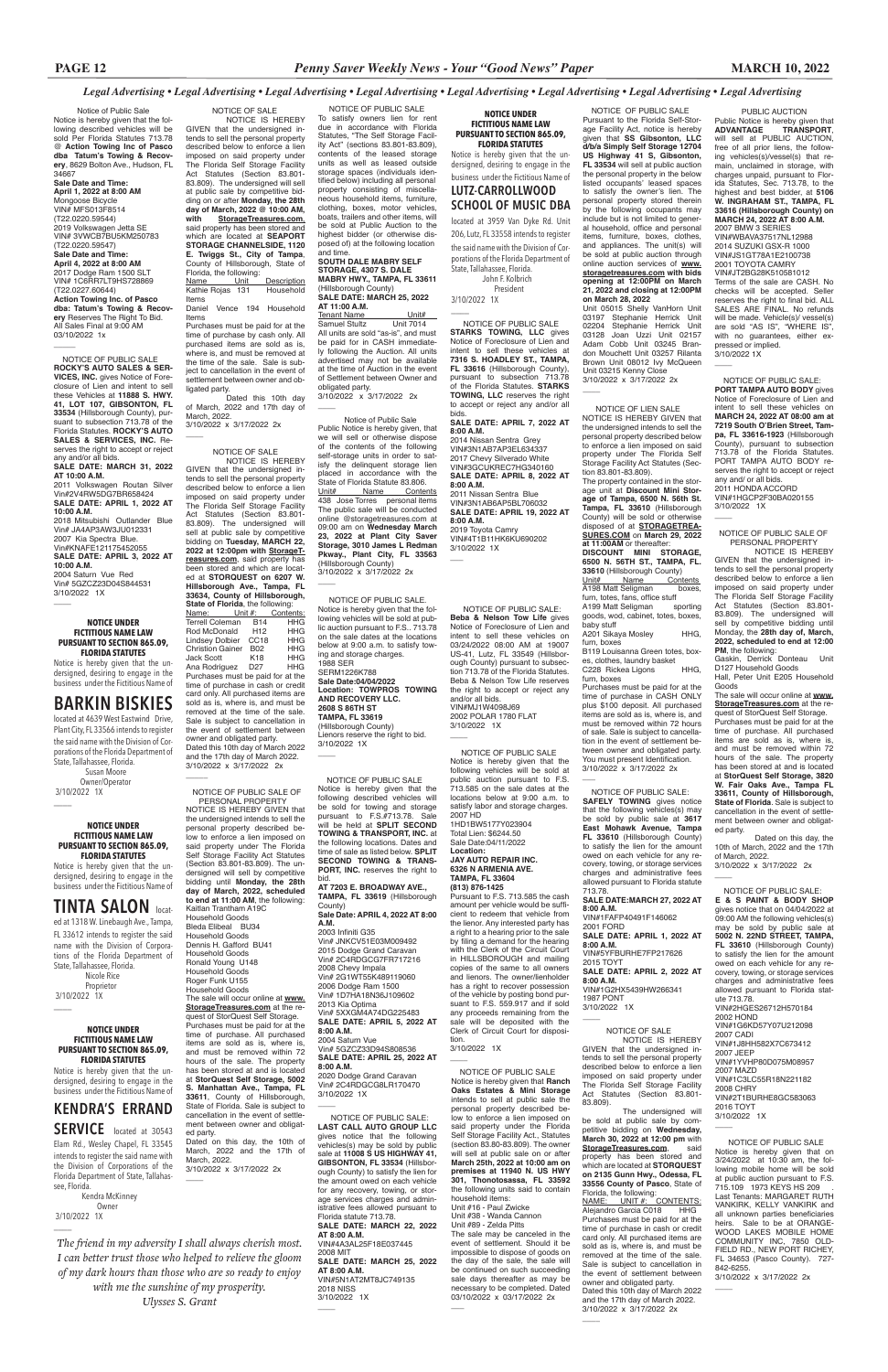*Legal Advertising • Legal Advertising • Legal Advertising • Legal Advertising • Legal Advertising • Legal Advertising • Legal Advertising • Legal Advertising • Legal Advertising*

Notice of Public Sale

Notice is hereby given that the following described vehicles will be sold Per Florida Statutes 713.78 @ **Action Towing Inc of Pasco dba Tatum's Towing & Recovery**, 8629 Bolton Ave., Hudson, FL 34667

**Sale Date and Time:**
**April 1, 2022 at 8:00 AM**
Mongoose Bicycle
VIN# MFS013F8514
(T22.0220.59544)
2019 Volkswagen Jetta SE
VIN# 3VWC B7BU5KM250783
(T22.0220.59547)
**Sale Date and Time:**
**April 4, 2022 at 8:00 AM**
2017 Dodge Ram 1500 SLT
VIN# 1C6RR7LT9HS728869
(T22.0227.60644)
**Action Towing Inc of Pasco dba: Tatum's Towing & Recovery** Reserves The Right To Bid.
All Sales Final at 9:00 AM
03/10/2022 1x

———

NOTICE OF PUBLIC SALE

**ROCKY'S AUTO SALES & SERVICES, INC.** gives Notice of Foreclosure of Lien and intent to sell these Vehicles at **11888 S. HWY. 41, LOT 107, GIBSONTON, FL 33534** (Hillsborough County), pursuant to subsection 713.78 of the Florida Statutes. **ROCKY'S AUTO SALES & SERVICES, INC.** Reserves the right to accept or reject any and/or all bids.

**SALE DATE: MARCH 31, 2022 AT 10:00 A.M.**
2021 Volkswagen Routan Silver Vin#2V4RW5DG7BR658424
**SALE DATE: APRIL 1, 2022 AT 10:00 A.M.**
2018 Mitsubishi Outlander Blue Vin# JA4AP3AW3JU012331
2007 Kia Spectra Blue. Vin#KNAFE121175452055
**SALE DATE: APRIL 3, 2022 AT 10:00 A.M.**
2004 Saturn Vue Red
Vin# 5GZCZ23D04S844531
3/10/2022 1X

———

**NOTICE UNDER FICTITIOUS NAME LAW PURSUANT TO SECTION 865.09, FLORIDA STATUTES**

Notice is hereby given that the undersigned, desiring to engage in the business under the Fictitious Name of

# BARKIN BISKIES

located at 4639 West Eastwind Drive, Plant City, FL 33566 intends to register the said name with the Division of Corporations of the Florida Department of State, Tallahassee, Florida.

Susan Moore
Owner/Operator
3/10/2022 1X

———

**NOTICE UNDER FICTITIOUS NAME LAW PURSUANT TO SECTION 865.09, FLORIDA STATUTES**

Notice is hereby given that the undersigned, desiring to engage in the business under the Fictitious Name of

# TINTA SALON

located at 1318 W. Linebaugh Ave., Tampa, FL 33612 intends to register the said name with the Division of Corporations of the Florida Department of State, Tallahassee, Florida.

Nicole Rice
Proprietor
3/10/2022 1X

———

**NOTICE UNDER FICTITIOUS NAME LAW PURSUANT TO SECTION 865.09, FLORIDA STATUTES**

Notice is hereby given that the undersigned, desiring to engage in the business under the Fictitious Name of

# KENDRA'S ERRAND SERVICE

located at 30543 Elam Rd., Wesley Chapel, FL 33545 intends to register the said name with the Division of Corporations of the Florida Department of State, Tallahassee, Florida.

Kendra McKinney
Owner
3/10/2022 1X

———

NOTICE OF SALE

NOTICE IS HEREBY GIVEN that the undersigned intends to sell the personal property described below to enforce a lien imposed on said property under The Florida Self Storage Facility Act Statutes (Section 83.801-83.809). The undersigned will sell at public sale by competitive bidding on or after **Monday, the 28th day of March, 2022 @ 10:00 AM, with StorageTreasures.com**, said property has been stored and which are located at **SEAPORT STORAGE CHANNELSIDE, 1120 E. Twiggs St., City of Tampa**, County of Hillsborough, State of Florida, the following:

| Name | Unit | Description |
|---|---|---|
| Kathie Rojas | 131 | Household Items |
| Daniel Vence | 194 | Household Items |

Purchases must be paid for at the time of purchase by cash only. All purchased items are sold as is, where is, and must be removed at the time of the sale. Sale is subject to cancellation in the event of settlement between owner and obligated party.

Dated this 10th day of March, 2022 and 17th day of March, 2022.
3/10/2022 x 3/17/2022 2x

———

NOTICE OF SALE

NOTICE IS HEREBY GIVEN that the undersigned intends to sell the personal property described below to enforce a lien imposed on said property under The Florida Self Storage Facility Act Statutes (Section 83.801-83.809). The undersigned will sell at public sale by competitive bidding on **Tuesday, MARCH 22, 2022 at 12:00pm with StorageTreasures.com**, said property has been stored and which are located at **STORQUEST on 6207 W. Hillsborough Ave., Tampa, FL 33634, County of Hillsborough, State of Florida**, the following:

| Name: | Unit #: | Contents: |
|---|---|---|
| Terrell Coleman | B14 | HHG |
| Rod McDonald | H12 | HHG |
| Lindsey Dolbier | CC18 | HHG |
| Christion Gainer | B02 | HHG |
| Jack Scott | K18 | HHG |
| Ana Rodriguez | D27 | HHG |

Purchases must be paid for at the time of purchase in cash or credit card only. All purchased items are sold as is, where is, and must be removed at the time of the sale. Sale is subject to cancellation in the event of settlement between owner and obligated party.

Dated this 10th day of March 2022 and the 17th day of March 2022.
3/10/2022 x 3/17/2022 2x

———

NOTICE OF PUBLIC SALE OF PERSONAL PROPERTY

NOTICE IS HEREBY GIVEN that the undersigned intends to sell the personal property described below to enforce a lien imposed on said property under The Florida Self Storage Facility Act Statutes (Section 83.801-83.809). The undersigned will sell by competitive bidding until **Monday, the 28th day of March, 2022, scheduled to end at 11:00 AM**, the following:

Kaitlan Trantham A19C
Household Goods
Bleda Elibeal BU34
Household Goods
Dennis H. Gafford BU41
Household Goods
Ronald Young U148
Household Goods
Roger Funk U155
Household Goods

The sale will occur online at **www.StorageTreasures.com** at the request of StorQuest Self Storage. Purchases must be paid for at the time of purchase. All purchased items are sold as is, where is, and must be removed within 72 hours of the sale. The property has been stored at and is located at **StorQuest Self Storage, 5002 S. Manhattan Ave., Tampa, FL 33611**, County of Hillsborough, State of Florida. Sale is subject to cancellation in the event of settlement between owner and obligated party.

Dated on this day, the 10th of March, 2022 and the 17th of March, 2022.
3/10/2022 x 3/17/2022 2x

———

NOTICE OF PUBLIC SALE

To satisfy owners lien for rent due in accordance with Florida Statutes, "The Self Storage Facility Act" (sections 83.801-83.809), contents of the leased storage units as well as leased outside storage spaces (individuals identified below) including all personal property consisting of miscellaneous household items, furniture, clothing, boxes, motor vehicles, boats, trailers and other items, will be sold at Public Auction to the highest bidder (or otherwise disposed of) at the following location and time.

**SOUTH DALE MABRY SELF STORAGE, 4307 S. DALE MABRY HWY., TAMPA, FL 33611** (Hillsborough County)
**SALE DATE: MARCH 25, 2022 AT 11:00 A.M.**

| Tenant Name | Unit# |
|---|---|
| Samuel Stultz | Unit 7014 |

All units are sold "as-is", and must be paid for in CASH immediately following the Auction. All units advertised may not be available at the time of Auction in the event of Settlement between Owner and obligated party.
3/10/2022 x 3/17/2022 2x

———

Notice of Public Sale

Public Notice is hereby given, that we will sell or otherwise dispose of the contents of the following self-storage units in order to satisfy the delinquent storage lien placed in accordance with the State of Florida Statute 83.806.

| Unit# | Name | Contents |
|---|---|---|
| 438 | Jose Torres | personal items |

The public sale will be conducted online @storagetreasures.com at 09:00 am on **Wednesday March 23, 2022 at Plant City Saver Storage, 3010 James L Redman Pkway., Plant City, FL 33563** (Hillsborough County)
3/10/2022 x 3/17/2022 2x

———

NOTICE OF PUBLIC SALE.

Notice is hereby given that the following vehicles will be sold at public auction pursuant to F.S. 713.78 on the sale dates at the locations below at 9:00 a.m. to satisfy towing and storage charges.
1988 SER
SERM1226K788
**Sale Date:04/04/2022**
**Location: TOWPROS TOWING AND RECOVERY LLC.**
**2608 S 86TH ST**
**TAMPA, FL 33619**
(Hillsborough County)
Lienors reserve the right to bid.
3/10/2022 1X

———

NOTICE OF PUBLIC SALE

Notice is hereby given that the following described vehicles will be sold for towing and storage pursuant to F.S.#713.78. Sale will be held at **SPLIT SECOND TOWING & TRANSPORT, INC.** at the following locations. Dates and time of sale as listed below. **SPLIT SECOND TOWING & TRANSPORT, INC.** reserves the right to bid.

**AT 7203 E. BROADWAY AVE., TAMPA, FL 33619** (Hillsborough County)
**Sale Date: APRIL 4, 2022 AT 8:00 A.M.**
2003 Infiniti G35
Vin# JNKCV51E03M009492
2015 Dodge Grand Caravan
Vin# 2C4RDGCG7FR717216
2008 Chevy Impala
Vin# 2G1WT55K489119060
2006 Dodge Ram 1500
Vin# 1D7HA18N36J109602
2013 Kia Optima
Vin# 5XXGM4A74DG225483
**SALE DATE: APRIL 5, 2022 AT 8:00 A.M.**
2004 Saturn Vue
Vin# 5GZCZ33D94S808536
**SALE DATE: APRIL 25, 2022 AT 8:00 A.M.**
2020 Dodge Grand Caravan
Vin# 2C4RDGCG8LR170470
3/10/2022 1X

———

NOTICE OF PUBLIC SALE:

**LAST CALL AUTO GROUP LLC** gives notice that the following vehicles(s) may be sold by public sale at **11008 S US HIGHWAY 41, GIBSONTON, FL 33534** (Hillsborough County) to satisfy the lien for the amount owed on each vehicle for any recovery, towing, or storage services charges and administrative fees allowed pursuant to Florida statute 713.78.
**SALE DATE: MARCH 22, 2022 AT 8:00 A.M.**
VIN#4A3AL25F18E037445
2008 MIT
**SALE DATE: MARCH 25, 2022 AT 8:00 A.M.**
VIN#5N1AT2MT8JC749135
2018 NISS
3/10/2022 1X

———

**NOTICE UNDER FICTITIOUS NAME LAW PURSUANT TO SECTION 865.09, FLORIDA STATUTES**

Notice is hereby given that the undersigned, desiring to engage in the business under the Fictitious Name of

# LUTZ-CARROLLWOOD SCHOOL OF MUSIC DBA

located at 3959 Van Dyke Rd. Unit 206, Lutz, FL 33558 intends to register the said name with the Division of Corporations of the Florida Department of State, Tallahassee, Florida.

John F. Kolbrich
President
3/10/2022 1X

———

NOTICE OF PUBLIC SALE

**STARKS TOWING, LLC** gives Notice of Foreclosure of Lien and intent to sell these vehicles at **7316 S. HOADLEY ST., TAMPA, FL 33616** (Hillsborough County), pursuant to subsection 713.78 of the Florida Statutes. **STARKS TOWING, LLC** reserves the right to accept or reject any and/or all bids.

**SALE DATE: APRIL 7, 2022 AT 8:00 A.M.**
2014 Nissan Sentra Grey
VIN#3N1AB7AP3EL634337
2017 Chevy Silverado White
VIN#3GCUKREC7HG340160
**SALE DATE: APRIL 8, 2022 AT 8:00 A.M.**
2011 Nissan Sentra Blue
VIN#3N1AB6AP5BL706032
**SALE DATE: APRIL 19, 2022 AT 8:00 A.M.**
2019 Toyota Camry
VIN#4T1B11HK6KU690202
3/10/2022 1X

———

NOTICE OF PUBLIC SALE:

**Beba & Nelson Tow Life** gives Notice of Foreclosure of Lien and intent to sell these vehicles on 03/24/2022 08:00 AM at 19007 US-41, Lutz, FL 33549 (Hillsborough County) pursuant to subsection 713.78 of the Florida Statutes. Beba & Nelson Tow Life reserves the right to accept or reject any and/or all bids.
VIN#MJ1W4098J69
2002 POLAR 1780 FLAT
3/10/2022 1X

———

NOTICE OF PUBLIC SALE

Notice is hereby given that the following vehicles will be sold at public auction pursuant to F.S. 713.585 on the sale dates at the locations below at 9:00 a.m. to satisfy labor and storage charges.
2007 HD
1HD1BW5177Y023904
Total Lien: $6244.50
Sale Date:04/11/2022
**Location:**
**JAY AUTO REPAIR INC.**
**6326 N ARMENIA AVE.**
**TAMPA, FL 33604**
**(813) 876-1425**

Pursuant to F.S. 713.585 the cash amount per vehicle would be sufficient to redeem that vehicle from the lienor. Any interested party has a right to a hearing prior to the sale by filing a demand for the hearing with the Clerk of the Circuit Court in HILLSBOROUGH and mailing copies of the same to all owners and lienors. The owner/lienholder has a right to recover possession of the vehicle by posting bond pursuant to F.S. 559.917 and if sold any proceeds remaining from the sale will be deposited with the Clerk of Circuit Court for disposition.
3/10/2022 1X

———

NOTICE OF PUBLIC SALE

Notice is hereby given that **Ranch Oaks Estates & Mini Storage** intends to sell at public sale the personal property described below to enforce a lien imposed on said property under the Florida Self Storage Facility Act., Statutes (section 83.80-83.809). The owner will sell at public sale on or after **March 25th, 2022 at 10:00 am on premises at 11940 N. US HWY 301, Thonotosassa, FL 33592** the following units said to contain household items:

Unit #16 - Paul Zwicke
Unit #38 - Wanda Cannon
Unit #89 - Zelda Pitts

The sale may be canceled in the event of settlement. Should it be impossible to dispose of goods on the day of the sale, the sale will be continued on such succeeding sale days thereafter as may be necessary to be completed. Dated 03/10/2022 x 03/17/2022 2x

———

NOTICE OF PUBLIC SALE

Pursuant to the Florida Self-Storage Facility Act, notice is hereby given that **SS Gibsonton, LLC d/b/a Simply Self Storage 12704 US Highway 41 S, Gibsonton, FL 33534** will sell at public auction the personal property in the below listed occupants' leased spaces to satisfy the owner's lien. The personal property stored therein by the following occupants may include but is not limited to general household, office and personal items, furniture, boxes, clothes, and appliances. The unit(s) will be sold at public auction through online auction services of **www.storagetreasures.com with bids opening at 12:00PM on March 21, 2022 and closing at 12:00PM on March 28, 2022**

Unit 05015 Shelly VanHorn Unit 03197 Stephanie Herrick Unit 02204 Stephanie Herrick Unit 03128 Joan Uzzi Unit 02157 Adam Cobb Unit 03245 Brandon Mouchett Unit 03257 Rilanta Brown Unit 08012 Ivy McQueen Unit 03215 Kenny Close
3/10/2022 x 3/17/2022 2x

———

NOTICE OF LIEN SALE

NOTICE IS HEREBY GIVEN that the undersigned intends to sell the personal property described below to enforce a lien imposed on said property under The Florida Self Storage Facility Act Statutes (Section 83.801-83.809).

The property contained in the storage unit at **Discount Mini Storage of Tampa, 6500 N. 56th St. Tampa, FL 33610** (Hillsborough County) will be sold or otherwise disposed of at **STORAGETREASURES.COM** on **March 29, 2022 at 11:00AM** or thereafter:

**DISCOUNT MINI STORAGE, 6500 N. 56TH ST., TAMPA, FL. 33610** (Hillsborough County)

| Unit# | Name | Contents |
|---|---|---|
| A198 | Matt Seligman | boxes, furn, totes, fans, office stuff |
| A199 | Matt Seligman | sporting goods, wod, cabinet, totes, boxes, baby stuff |
| A201 | Sikaya Mosley | HHG, furn, boxes |
| B119 | Louisanna Green | totes, boxes, clothes, laundry basket |
| C228 | Rickea Ligons | HHG, furn, boxes |

Purchases must be paid for at the time of purchase in CASH ONLY plus $100 deposit. All purchased items are sold as is, where is, and must be removed within 72 hours of sale. Sale is subject to cancellation in the event of settlement between owner and obligated party. You must present Identification.
3/10/2022 x 3/17/2022 2x

———

NOTICE OF PUBLIC SALE:

**SAFELY TOWING** gives notice that the following vehicles(s) may be sold by public sale at **3617 East Mohawk Avenue, Tampa FL 33610** (Hillsborough County) to satisfy the lien for the amount owed on each vehicle for any recovery, towing, or storage services charges and administrative fees allowed pursuant to Florida statute 713.78.
**SALE DATE:MARCH 27, 2022 AT 8:00 A.M.**
VIN#1FAFP40491F146062
2001 FORD
**SALE DATE: APRIL 1, 2022 AT 8:00 A.M.**
VIN#5YFBURHE7FP217626
2015 TOYT
**SALE DATE: APRIL 2, 2022 AT 8:00 A.M.**
VIN#1G2HX5439HW266341
1987 PONT
3/10/2022 1X

———

NOTICE OF SALE

NOTICE IS HEREBY GIVEN that the undersigned intends to sell the personal property described below to enforce a lien imposed on said property under The Florida Self Storage Facility Act Statutes (Section 83.801-83.809).

The undersigned will be sold at public sale by competitive bidding on **Wednesday, March 30, 2022 at 12:00 pm with StorageTreasures.com**. said property has been stored and which are located at **STORQUEST on 2135 Gunn Hwy., Odessa, FL 33556 County of Pasco**, State of Florida, the following:

| NAME: | UNIT #: | CONTENTS: |
|---|---|---|
| Alejandro Garcia | C018 | HHG |

Purchases must be paid for at the time of purchase in cash or credit card only. All purchased items are sold as is, where is, and must be removed at the time of the sale. Sale is subject to cancellation in the event of settlement between owner and obligated party.

Dated this 10th day of March 2022 and the 17th day of March 2022.
3/10/2022 x 3/17/2022 2x

———

PUBLIC AUCTION

Public Notice is hereby given that **ADVANTAGE TRANSPORT**, will sell at PUBLIC AUCTION, free of all prior liens, the following vehicles(s)/vessel(s) that remain, unclaimed in storage, with charges unpaid, pursuant to Florida Statutes, Sec. 713.78, to the highest and best bidder, at **5106 W. INGRAHAM ST., TAMPA, FL 33616 (Hillsborough County) on MARCH 24, 2022 AT 8:00 A.M.**
2007 BMW 3 SERIES
VIN#WBAVA37517NL12988
2014 SUZUKI GSX-R 1000
VIN#JS1GT78A1E2100738
2001 TOYOTA CAMRY
VIN#JT2BG28K510581012

Terms of the sale are CASH. No checks will be accepted. Seller reserves the right to final bid. ALL SALES ARE FINAL. No refunds will be made. Vehicle(s)/ vessel(s) are sold "AS IS", "WHERE IS", with no guarantees, either expressed or implied.
3/10/2022 1X

———

NOTICE OF PUBLIC SALE:

**PORT TAMPA AUTO BODY** gives Notice of Foreclosure of Lien and intent to sell these vehicles on **MARCH 24, 2022 AT 08:00 am at 7219 South O'Brien Street, Tampa, FL 33616-1923** (Hillsborough County), pursuant to subsection 713.78 of the Florida Statutes. PORT TAMPA AUTO BODY reserves the right to accept or reject any and/ or all bids.
2011 HONDA ACCORD
VIN#1HGCP2F30BA020155
3/10/2022 1X

———

NOTICE OF PUBLIC SALE OF PERSONAL PROPERTY

NOTICE IS HEREBY GIVEN that the undersigned intends to sell the personal property described below to enforce a lien imposed on said property under The Florida Self Storage Facility Act Statutes (Section 83.801-83.809). The undersigned will sell by competitive bidding until Monday, the **28th day of March, 2022, scheduled to end at 12:00 PM**, the following:

Gaskin, Derrick Donteau Unit D127 Household Goods
Hall, Peter Unit E205 Household Goods

The sale will occur online at **www.StorageTreasures.com** at the request of StorQuest Self Storage. Purchases must be paid for at the time of purchase. All purchased items are sold as is, where is, and must be removed within 72 hours of the sale. The property has been stored at and is located at **StorQuest Self Storage, 3820 W. Fair Oaks Ave., Tampa FL 33611, County of Hillsborough, State of Florida**. Sale is subject to cancellation in the event of settlement between owner and obligated party.

Dated on this day, the 10th of March, 2022 and the 17th of March, 2022.
3/10/2022 x 3/17/2022 2x

———

NOTICE OF PUBLIC SALE:

**E & S PAINT & BODY SHOP** gives notice that on 04/04/2022 at 09:00 AM the following vehicles(s) may be sold by public sale at **5002 N. 22ND STREET, TAMPA, FL 33610** (Hillsborough County) to satisfy the lien for the amount owed on each vehicle for any recovery, towing, or storage services charges and administrative fees allowed pursuant to Florida statute 713.78.
VIN#2HGES26712H570184
2002 HOND
VIN#1G6KD57Y07U212098
2007 CADI
VIN#1J8HH582X7C673412
2007 JEEP
VIN#1YVHP80D075M08957
2007 MAZD
VIN#1C3LC55R18N221182
2008 CHRY
VIN#2T1BURHE8GC583063
2016 TOYT
3/10/2022 1X

———

NOTICE OF PUBLIC SALE

Notice is hereby given that on 3/24/2022 at 10:30 am, the following mobile home will be sold at public auction pursuant to F.S. 715.109 1973 KEYS HS 209 . Last Tenants: MARGARET RUTH VANKIRK, KELLY VANKIRK and all unknown parties beneficiaries heirs. Sale to be at ORANGEWOOD LAKES MOBILE HOME COMMUNITY INC., 7850 OLDFIELD RD., NEW PORT RICHEY, FL 34653 (Pasco County). 727-842-6255.
3/10/2022 x 3/17/2022 2x

———

*The friend in my adversity I shall always cherish most. I can better trust those who helped to relieve the gloom of my dark hours than those who are so ready to enjoy with me the sunshine of my prosperity.*
*Ulysses S. Grant*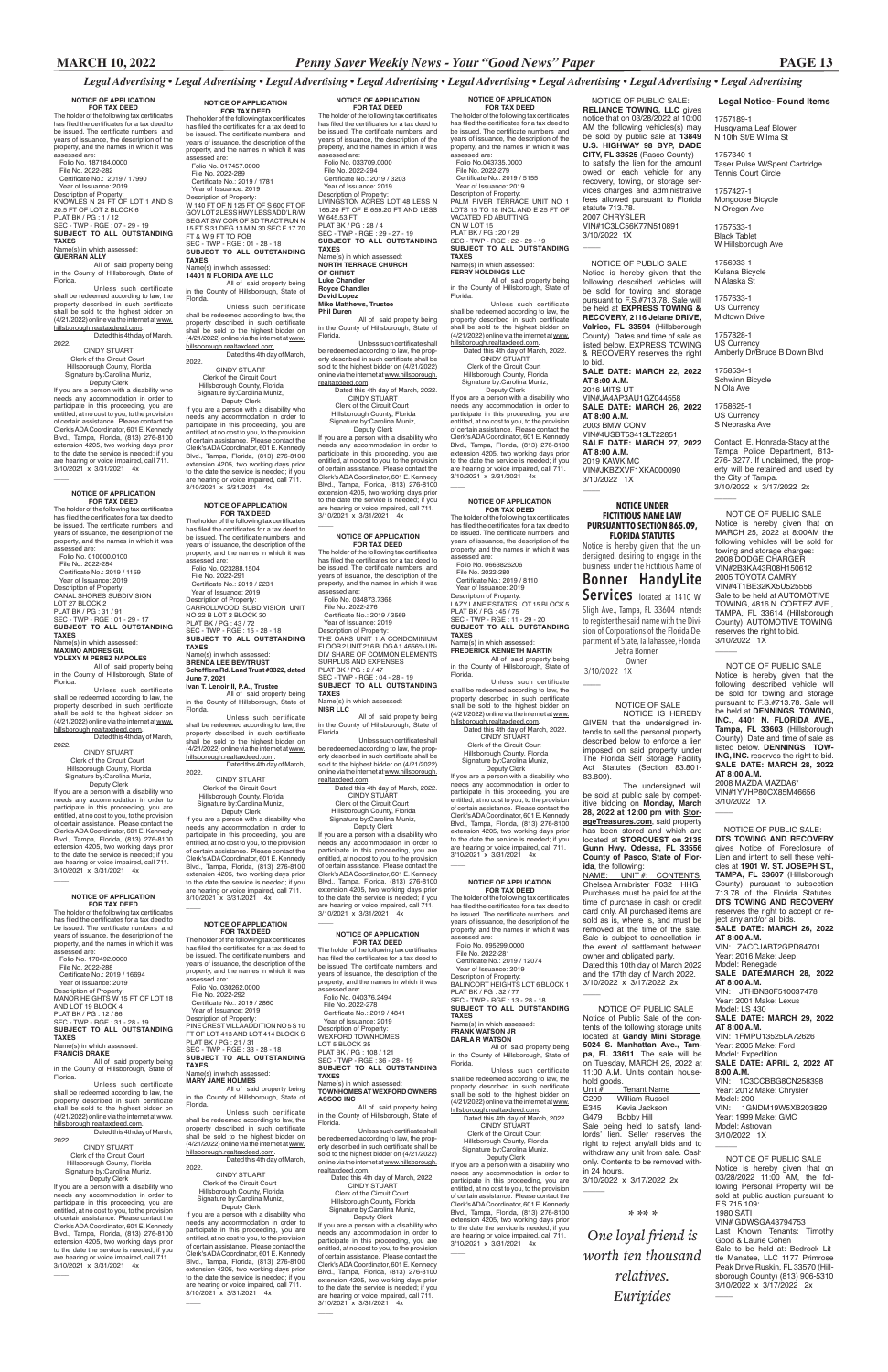# Legal Advertising • Legal Advertising • Legal Advertising • Legal Advertising • Legal Advertising • Legal Advertising • Legal Advertising

**NOTICE OF APPLICATION FOR TAX DEED**

The holder of the following tax certificates has filed the certificates for a tax deed to be issued. The certificate numbers and years of issuance, the description of the property, and the names in which it was assessed are:

Folio No. 187184.0000
File No. 2022-282
Certificate No.: 2019 / 17990
Year of Issuance: 2019
Description of Property:
KNOWLES N 24 FT OF LOT 1 AND S 20.5 FT OF LOT 2 BLOCK 6
PLAT BK / PG : 1 / 12
SEC - TWP - RGE : 07 - 29 - 19
**SUBJECT TO ALL OUTSTANDING TAXES**
Name(s) in which assessed:
**GUERRAN ALLY**

All of said property being in the County of Hillsborough, State of Florida.

Unless such certificate shall be redeemed according to law, the property described in such certificate shall be sold to the highest bidder on (4/21/2022) online via the internet at www.hillsborough.realtaxdeed.com.

Dated this 4th day of March, 2022.

CINDY STUART
Clerk of the Circuit Court
Hillsborough County, Florida
Signature by:Carolina Muniz,
Deputy Clerk

If you are a person with a disability who needs any accommodation in order to participate in this proceeding, you are entitled, at no cost to you, to the provision of certain assistance. Please contact the Clerk's ADA Coordinator, 601 E. Kennedy Blvd., Tampa, Florida, (813) 276-8100 extension 4205, two working days prior to the date the service is needed; if you are hearing or voice impaired, call 711.
3/10/2021 x 3/31/2021 4x

**NOTICE OF APPLICATION FOR TAX DEED**

The holder of the following tax certificates has filed the certificates for a tax deed to be issued. The certificate numbers and years of issuance, the description of the property, and the names in which it was assessed are:

Folio No. 010000.0100
File No. 2022-284
Certificate No.: 2019 / 1159
Year of Issuance: 2019
Description of Property:
CANAL SHORES SUBDIVISION LOT 27 BLOCK 2
PLAT BK / PG : 31 / 91
SEC - TWP - RGE : 01 - 29 - 17
**SUBJECT TO ALL OUTSTANDING TAXES**
Name(s) in which assessed:
**MAXIMO ANDRES GIL**
**YOLEXY M PEREZ NAPOLES**

All of said property being in the County of Hillsborough, State of Florida.

Unless such certificate shall be redeemed according to law, the property described in such certificate shall be sold to the highest bidder on (4/21/2022) online via the internet at www.hillsborough.realtaxdeed.com.

Dated this 4th day of March, 2022.

CINDY STUART
Clerk of the Circuit Court
Hillsborough County, Florida
Signature by:Carolina Muniz,
Deputy Clerk

If you are a person with a disability who needs any accommodation in order to participate in this proceeding, you are entitled, at no cost to you, to the provision of certain assistance. Please contact the Clerk's ADA Coordinator, 601 E. Kennedy Blvd., Tampa, Florida, (813) 276-8100 extension 4205, two working days prior to the date the service is needed; if you are hearing or voice impaired, call 711.
3/10/2021 x 3/31/2021 4x

**NOTICE OF APPLICATION FOR TAX DEED**

The holder of the following tax certificates has filed the certificates for a tax deed to be issued. The certificate numbers and years of issuance, the description of the property, and the names in which it was assessed are:

Folio No. 170492.0000
File No. 2022-288
Certificate No.: 2019 / 16694
Year of Issuance: 2019
Description of Property:
MANOR HEIGHTS W 15 FT OF LOT 18 AND LOT 19 BLOCK 4
PLAT BK / PG : 12 / 86
SEC - TWP - RGE : 31 - 28 - 19
**SUBJECT TO ALL OUTSTANDING TAXES**
Name(s) in which assessed:
**FRANCIS DRAKE**

All of said property being in the County of Hillsborough, State of Florida.

Unless such certificate shall be redeemed according to law, the property described in such certificate shall be sold to the highest bidder on (4/21/2022) online via the internet at www.hillsborough.realtaxdeed.com.

Dated this 4th day of March, 2022.

CINDY STUART
Clerk of the Circuit Court
Hillsborough County, Florida
Signature by:Carolina Muniz,
Deputy Clerk

If you are a person with a disability who needs any accommodation in order to participate in this proceeding, you are entitled, at no cost to you, to the provision of certain assistance. Please contact the Clerk's ADA Coordinator, 601 E. Kennedy Blvd., Tampa, Florida, (813) 276-8100 extension 4205, two working days prior to the date the service is needed; if you are hearing or voice impaired, call 711.
3/10/2021 x 3/31/2021 4x

**NOTICE OF APPLICATION FOR TAX DEED**

The holder of the following tax certificates has filed the certificates for a tax deed to be issued. The certificate numbers and years of issuance, the description of the property, and the names in which it was assessed are:

Folio No. 017457.0000
File No. 2022-289
Certificate No.: 2019 / 1781
Year of Issuance: 2019
Description of Property:
W 140 FT OF N 125 FT OF S 600 FT OF GOV LOT 2 LESS HWY LESS ADD'L R/W BEG AT SW COR OF SD TRACT RUN N 15 FT S 31 DEG 13 MIN 30 SEC E 17.70 FT & W 9 FT TO POB
SEC - TWP - RGE : 01 - 28 - 18
**SUBJECT TO ALL OUTSTANDING TAXES**
Name(s) in which assessed:
**14401 N FLORIDA AVE LLC**

All of said property being in the County of Hillsborough, State of Florida.

Unless such certificate shall be redeemed according to law, the property described in such certificate shall be sold to the highest bidder on (4/21/2022) online via the internet at www.hillsborough.realtaxdeed.com.

Dated this 4th day of March, 2022.

CINDY STUART
Clerk of the Circuit Court
Hillsborough County, Florida
Signature by:Carolina Muniz,
Deputy Clerk

If you are a person with a disability who needs any accommodation in order to participate in this proceeding, you are entitled, at no cost to you, to the provision of certain assistance. Please contact the Clerk's ADA Coordinator, 601 E. Kennedy Blvd., Tampa, Florida, (813) 276-8100 extension 4205, two working days prior to the date the service is needed; if you are hearing or voice impaired, call 711.
3/10/2021 x 3/31/2021 4x

**NOTICE OF APPLICATION FOR TAX DEED**

The holder of the following tax certificates has filed the certificates for a tax deed to be issued. The certificate numbers and years of issuance, the description of the property, and the names in which it was assessed are:

Folio No. 023288.1504
File No. 2022-291
Certificate No.: 2019 / 2231
Year of Issuance: 2019
Description of Property:
CARROLLWOOD SUBDIVISION UNIT NO 22 B LOT 2 BLOCK 30
PLAT BK / PG : 43 / 72
SEC - TWP - RGE : 15 - 28 - 18
**SUBJECT TO ALL OUTSTANDING TAXES**
Name(s) in which assessed:
**BRENDA LEE BEY/TRUST**
**Scheffiera Rd. Land Trust #3322, dated June 7, 2021**
**Ivan T. Lenoir II, P.A., Trustee**

All of said property being in the County of Hillsborough, State of Florida.

Unless such certificate shall be redeemed according to law, the property described in such certificate shall be sold to the highest bidder on (4/21/2022) online via the internet at www.hillsborough.realtaxdeed.com.

Dated this 4th day of March, 2022.

CINDY STUART
Clerk of the Circuit Court
Hillsborough County, Florida
Signature by:Carolina Muniz,
Deputy Clerk

If you are a person with a disability who needs any accommodation in order to participate in this proceeding, you are entitled, at no cost to you, to the provision of certain assistance. Please contact the Clerk's ADA Coordinator, 601 E. Kennedy Blvd., Tampa, Florida, (813) 276-8100 extension 4205, two working days prior to the date the service is needed; if you are hearing or voice impaired, call 711.
3/10/2021 x 3/31/2021 4x

**NOTICE OF APPLICATION FOR TAX DEED**

The holder of the following tax certificates has filed the certificates for a tax deed to be issued. The certificate numbers and years of issuance, the description of the property, and the names in which it was assessed are:

Folio No. 030262.0000
File No. 2022-292
Certificate No.: 2019 / 2860
Year of Issuance: 2019
Description of Property:
PINE CREST VILLA ADDITION NO 5 S 10 FT OF LOT 413 AND LOT 414 BLOCK S
PLAT BK / PG : 21 / 31
SEC - TWP - RGE : 33 - 28 - 18
**SUBJECT TO ALL OUTSTANDING TAXES**
Name(s) in which assessed:
**MARY JANE HOLMES**

All of said property being in the County of Hillsborough, State of Florida.

Unless such certificate shall be redeemed according to law, the property described in such certificate shall be sold to the highest bidder on (4/21/2022) online via the internet at www.hillsborough.realtaxdeed.com.

Dated this 4th day of March, 2022.

CINDY STUART
Clerk of the Circuit Court
Hillsborough County, Florida
Signature by:Carolina Muniz,
Deputy Clerk

If you are a person with a disability who needs any accommodation in order to participate in this proceeding, you are entitled, at no cost to you, to the provision of certain assistance. Please contact the Clerk's ADA Coordinator, 601 E. Kennedy Blvd., Tampa, Florida, (813) 276-8100 extension 4205, two working days prior to the date the service is needed; if you are hearing or voice impaired, call 711.
3/10/2021 x 3/31/2021 4x

**NOTICE OF APPLICATION FOR TAX DEED**

The holder of the following tax certificates has filed the certificates for a tax deed to be issued. The certificate numbers and years of issuance, the description of the property, and the names in which it was assessed are:

Folio No. 033709.0000
File No. 2022-294
Certificate No.: 2019 / 3203
Year of Issuance: 2019
Description of Property:
LIVINGSTON ACRES LOT 48 LESS N 165.20 FT OF E 659.20 FT AND LESS W 645.53 FT
PLAT BK / PG : 28 / 4
SEC - TWP - RGE : 29 - 27 - 19
**SUBJECT TO ALL OUTSTANDING TAXES**
Name(s) in which assessed:
**NORTH TERRACE CHURCH OF CHRIST**
**Luke Chandler**
**Royce Chandler**
**David Lopez**
**Mike Matthews, Trustee**
**Phil Duren**

All of said property being in the County of Hillsborough, State of Florida.

Unless such certificate shall be redeemed according to law, the property described in such certificate shall be sold to the highest bidder on (4/21/2022) online via the internet at www.hillsborough.realtaxdeed.com.

Dated this 4th day of March, 2022.

CINDY STUART
Clerk of the Circuit Court
Hillsborough County, Florida
Signature by:Carolina Muniz,
Deputy Clerk

If you are a person with a disability who needs any accommodation in order to participate in this proceeding, you are entitled, at no cost to you, to the provision of certain assistance. Please contact the Clerk's ADA Coordinator, 601 E. Kennedy Blvd., Tampa, Florida, (813) 276-8100 extension 4205, two working days prior to the date the service is needed; if you are hearing or voice impaired, call 711.
3/10/2021 x 3/31/2021 4x

**NOTICE OF APPLICATION FOR TAX DEED**

The holder of the following tax certificates has filed the certificates for a tax deed to be issued. The certificate numbers and years of issuance, the description of the property, and the names in which it was assessed are:

Folio No. 034873.7368
File No. 2022-276
Certificate No.: 2019 / 3569
Year of Issuance: 2019
Description of Property:
THE OAKS UNIT 1 A CONDOMINIUM FLOOR 2 UNIT 216 BLDG A 1.4656% UNDIV SHARE OF COMMON ELEMENTS SURPLUS AND EXPENSES
PLAT BK / PG : 2 / 47
SEC - TWP - RGE : 04 - 28 - 19
**SUBJECT TO ALL OUTSTANDING TAXES**
Name(s) in which assessed:
**NISR LLC**

All of said property being in the County of Hillsborough, State of Florida.

Unless such certificate shall be redeemed according to law, the property described in such certificate shall be sold to the highest bidder on (4/21/2022) online via the internet at www.hillsborough.realtaxdeed.com.

Dated this 4th day of March, 2022.

CINDY STUART
Clerk of the Circuit Court
Hillsborough County, Florida
Signature by:Carolina Muniz,
Deputy Clerk

If you are a person with a disability who needs any accommodation in order to participate in this proceeding, you are entitled, at no cost to you, to the provision of certain assistance. Please contact the Clerk's ADA Coordinator, 601 E. Kennedy Blvd., Tampa, Florida, (813) 276-8100 extension 4205, two working days prior to the date the service is needed; if you are hearing or voice impaired, call 711.
3/10/2021 x 3/31/2021 4x

**NOTICE OF APPLICATION FOR TAX DEED**

The holder of the following tax certificates has filed the certificates for a tax deed to be issued. The certificate numbers and years of issuance, the description of the property, and the names in which it was assessed are:

Folio No. 040376.2494
File No. 2022-278
Certificate No.: 2019 / 4841
Year of Issuance: 2019
Description of Property:
WEXFORD TOWNHOMES LOT 5 BLOCK 35
PLAT BK / PG : 108 / 121
SEC - TWP - RGE : 36 - 28 - 19
**SUBJECT TO ALL OUTSTANDING TAXES**
Name(s) in which assessed:
**TOWNHOMES AT WEXFORD OWNERS ASSOC INC**

All of said property being in the County of Hillsborough, State of Florida.

Unless such certificate shall be redeemed according to law, the property described in such certificate shall be sold to the highest bidder on (4/21/2022) online via the internet at www.hillsborough.realtaxdeed.com.

Dated this 4th day of March, 2022.

CINDY STUART
Clerk of the Circuit Court
Hillsborough County, Florida
Signature by:Carolina Muniz,
Deputy Clerk

If you are a person with a disability who needs any accommodation in order to participate in this proceeding, you are entitled, at no cost to you, to the provision of certain assistance. Please contact the Clerk's ADA Coordinator, 601 E. Kennedy Blvd., Tampa, Florida, (813) 276-8100 extension 4205, two working days prior to the date the service is needed; if you are hearing or voice impaired, call 711.
3/10/2021 x 3/31/2021 4x

**NOTICE OF APPLICATION FOR TAX DEED**

The holder of the following tax certificates has filed the certificates for a tax deed to be issued. The certificate numbers and years of issuance, the description of the property, and the names in which it was assessed are:

Folio No.043735.0000
File No. 2022-279
Certificate No.: 2019 / 5155
Year of Issuance: 2019
Description of Property:
PALM RIVER TERRACE UNIT NO 1 LOTS 15 TO 18 INCL AND E 25 FT OF VACATED RD ABUTTING ON W LOT 15
PLAT BK / PG : 20 / 29
SEC - TWP - RGE : 22 - 29 - 19
**SUBJECT TO ALL OUTSTANDING TAXES**
Name(s) in which assessed:
**FERRY HOLDINGS LLC**

All of said property being in the County of Hillsborough, State of Florida.

Unless such certificate shall be redeemed according to law, the property described in such certificate shall be sold to the highest bidder on (4/21/2022) online via the internet at www.hillsborough.realtaxdeed.com.

Dated this 4th day of March, 2022.

CINDY STUART
Clerk of the Circuit Court
Hillsborough County, Florida
Signature by:Carolina Muniz,
Deputy Clerk

If you are a person with a disability who needs any accommodation in order to participate in this proceeding, you are entitled, at no cost to you, to the provision of certain assistance. Please contact the Clerk's ADA Coordinator, 601 E. Kennedy Blvd., Tampa, Florida, (813) 276-8100 extension 4205, two working days prior to the date the service is needed; if you are hearing or voice impaired, call 711.
3/10/2021 x 3/31/2021 4x

**NOTICE OF APPLICATION FOR TAX DEED**

The holder of the following tax certificates has filed the certificates for a tax deed to be issued. The certificate numbers and years of issuance, the description of the property, and the names in which it was assessed are:

Folio No. 0663826206
File No. 2022-280
Certificate No.: 2019 / 8110
Year of Issuance: 2019
Description of Property:
LAZY LANE ESTATES LOT 15 BLOCK 5
PLAT BK / PG : 45 / 75
SEC - TWP - RGE : 11 - 29 - 20
**SUBJECT TO ALL OUTSTANDING TAXES**
Name(s) in which assessed:
**FREDERICK KENNETH MARTIN**

All of said property being in the County of Hillsborough, State of Florida.

Unless such certificate shall be redeemed according to law, the property described in such certificate shall be sold to the highest bidder on (4/21/2022) online via the internet at www.hillsborough.realtaxdeed.com.

Dated this 4th day of March, 2022.

CINDY STUART
Clerk of the Circuit Court
Hillsborough County, Florida
Signature by:Carolina Muniz,
Deputy Clerk

If you are a person with a disability who needs any accommodation in order to participate in this proceeding, you are entitled, at no cost to you, to the provision of certain assistance. Please contact the Clerk's ADA Coordinator, 601 E. Kennedy Blvd., Tampa, Florida, (813) 276-8100 extension 4205, two working days prior to the date the service is needed; if you are hearing or voice impaired, call 711.
3/10/2021 x 3/31/2021 4x

**NOTICE OF APPLICATION FOR TAX DEED**

The holder of the following tax certificates has filed the certificates for a tax deed to be issued. The certificate numbers and years of issuance, the description of the property, and the names in which it was assessed are:

Folio No. 095299.0000
File No. 2022-281
Certificate No.: 2019 / 12074
Year of Issuance: 2019
Description of Property:
BALINCORT HEIGHTS LOT 6 BLOCK 1
PLAT BK / PG : 32 / 77
SEC - TWP - RGE : 13 - 28 - 18
**SUBJECT TO ALL OUTSTANDING TAXES**
Name(s) in which assessed:
**FRANK WATSON JR**
**DARLA R WATSON**

All of said property being in the County of Hillsborough, State of Florida.

Unless such certificate shall be redeemed according to law, the property described in such certificate shall be sold to the highest bidder on (4/21/2022) online via the internet at www.hillsborough.realtaxdeed.com.

Dated this 4th day of March, 2022.

CINDY STUART
Clerk of the Circuit Court
Hillsborough County, Florida
Signature by:Carolina Muniz,
Deputy Clerk

If you are a person with a disability who needs any accommodation in order to participate in this proceeding, you are entitled, at no cost to you, to the provision of certain assistance. Please contact the Clerk's ADA Coordinator, 601 E. Kennedy Blvd., Tampa, Florida, (813) 276-8100 extension 4205, two working days prior to the date the service is needed; if you are hearing or voice impaired, call 711.
3/10/2021 x 3/31/2021 4x

NOTICE OF PUBLIC SALE: **RELIANCE TOWING, LLC** gives notice that on 03/28/2022 at 10:00 AM the following vehicles(s) may be sold by public sale at **13849 U.S. HIGHWAY 98 BYP, DADE CITY, FL 33525** (Pasco County) to satisfy the lien for the amount owed on each vehicle for any recovery, towing, or storage services charges and administrative fees allowed pursuant to Florida statute 713.78.
2007 CHRYSLER
VIN#1C3LC56K77N510891
3/10/2022 1X

NOTICE OF PUBLIC SALE

Notice is hereby given that the following described vehicles will be sold for towing and storage pursuant to F.S.#713.78. Sale will be held at **EXPRESS TOWING & RECOVERY, 2116 Jelane DRIVE, Valrico, FL 33594** (Hillsborough County). Dates and time of sale as listed below. EXPRESS TOWING & RECOVERY reserves the right to bid.

**SALE DATE: MARCH 22, 2022 AT 8:00 A.M.**
2016 MITS UT
VIN#JA4AP3AU1GZ044558

**SALE DATE: MARCH 26, 2022 AT 8:00 A.M.**
2003 BMW CONV
VIN#4USBT53413LT22851

**SALE DATE: MARCH 27, 2022 AT 8:00 A.M.**
2019 KAWK MC
VIN#JKBZXVF1XKA000090
3/10/2022 1X

**NOTICE UNDER FICTITIOUS NAME LAW PURSUANT TO SECTION 865.09, FLORIDA STATUTES**

Notice is hereby given that the undersigned, desiring to engage in the business under the Fictitious Name of **Bonner HandyLite Services** located at 1410 W. Sligh Ave., Tampa, FL 33604 intends to register the said name with the Division of Corporations of the Florida Department of State, Tallahassee, Florida.

Debra Bonner
Owner
3/10/2022 1X

NOTICE OF SALE

NOTICE IS HEREBY GIVEN that the undersigned intends to sell the personal property described below to enforce a lien imposed on said property under The Florida Self Storage Facility Act Statutes (Section 83.801-83.809).

The undersigned will be sold at public sale by competitive bidding on **Monday, March 28, 2022 at 12:00 pm with StorageTreasures.com**, said property has been stored and which are located at **STORQUEST on 2135 Gunn Hwy. Odessa, FL 33556 County of Pasco, State of Florida**, the following:

| NAME: | UNIT #: | CONTENTS: |
|---|---|---|
| Chelsea Armbrister | F032 | HHG |

Purchases must be paid for at the time of purchase in cash or credit card only. All purchased items are sold as is, where is, and must be removed at the time of the sale. Sale is subject to cancellation in the event of settlement between owner and obligated party.

Dated this 10th day of March 2022 and the 17th day of March 2022.
3/10/2022 x 3/17/2022 2x

NOTICE OF PUBLIC SALE

Notice of Public Sale of the contents of the following storage units located at **Gandy Mini Storage, 5024 S. Manhattan Ave., Tampa, FL 33611**. The sale will be on Tuesday, MARCH 29, 2022 at 11:00 A.M. Units contain household goods.

| Unit # | Tenant Name |
|---|---|
| C209 | William Russel |
| E345 | Kevia Jackson |
| G479 | Bobby Hill |

Sale being held to satisfy landlords' lien. Seller reserves the right to reject any/all bids and to withdraw any unit from sale. Cash only. Contents to be removed within 24 hours.
3/10/2022 x 3/17/2022 2x

\* \*\* \*

*One loyal friend is worth ten thousand relatives.*
*Euripides*

**Legal Notice- Found Items**

1757189-1
Husqvarna Leaf Blower
N 10th St/E Wilma St

1757340-1
Taser Pulse W/Spent Cartridge
Tennis Court Circle

1757427-1
Mongoose Bicycle
N Oregon Ave

1757533-1
Black Tablet
W Hillsborough Ave

1756933-1
Kulana Bicycle
N Alaska St

1757633-1
US Currency
Midtown Drive

1757828-1
US Currency
Amberly Dr/Bruce B Down Blvd

1758534-1
Schwinn Bicycle
N Ola Ave

1758625-1
US Currency
S Nebraska Ave

Contact E. Honrada-Stacy at the Tampa Police Department, 813-276- 3277. If unclaimed, the property will be retained and used by the City of Tampa.
3/10/2022 x 3/17/2022 2x

NOTICE OF PUBLIC SALE

Notice is hereby given that on MARCH 25, 2022 at 8:00AM the following vehicles will be sold for towing and storage charges:
2008 DODGE CHARGER
VIN#2B3KA43R08H150612
2005 TOYOTA CAMRY
VIN#4T1BE32KX5U525556
Sale to be held at AUTOMOTIVE TOWING, 4816 N. CORTEZ AVE., TAMPA, FL 33614 (Hillsborough County). AUTOMOTIVE TOWING reserves the right to bid.
3/10/2022 1X

NOTICE OF PUBLIC SALE

Notice is hereby given that the following described vehicle will be sold for towing and storage pursuant to F.S.#713.78. Sale will be held at **DENNINGS TOWING, INC., 4401 N. FLORIDA AVE., Tampa, FL 33603** (Hillsborough County). Date and time of sale as listed below. **DENNINGS TOWING, INC.** reserves the right to bid.

**SALE DATE: MARCH 28, 2022 AT 8:00 A.M.**
2008 MAZDA MAZDA6*
VIN#1YVHP80CX85M46656
3/10/2022 1X

NOTICE OF PUBLIC SALE: **DTS TOWING AND RECOVERY** gives Notice of Foreclosure of Lien and intent to sell these vehicles at **1901 W. ST. JOSEPH ST., TAMPA, FL 33607** (Hillsborough County), pursuant to subsection 713.78 of the Florida Statutes. **DTS TOWING AND RECOVERY** reserves the right to accept or reject any and/or all bids.

**SALE DATE: MARCH 26, 2022 AT 8:00 A.M.**
VIN: ZACCJABT2GPD84701
Year: 2016 Make: Jeep
Model: Renegade

**SALE DATE:MARCH 28, 2022 AT 8:00 A.M.**
VIN: JTHBN30F510037478
Year: 2001 Make: Lexus
Model: LS 430

**SALE DATE: MARCH 29, 2022 AT 8:00 A.M.**
VIN: 1FMFU13525LA72626
Year: 2005 Make: Ford
Model: Expedition

**SALE DATE: APRIL 2, 2022 AT 8:00 A.M.**
VIN: 1C3CCBBG8CN258398
Year: 2012 Make: Chrysler
Model: 200
VIN: 1GNDM19W5XB203829
Year: 1999 Make: GMC
Model: Astrovan
3/10/2022 1X

NOTICE OF PUBLIC SALE

Notice is hereby given that on 03/28/2022 11:00 AM, the following Personal Property will be sold at public auction pursuant to F.S.715.109:
1980 SATI
VIN# GDWSGA43794753
Last Known Tenants: Timothy Good & Laurie Cohen
Sale to be held at: Bedrock Little Manatee, LLC 1177 Primrose Peak Drive Ruskin, FL 33570 (Hillsborough County) (813) 906-5310
3/10/2022 x 3/17/2022 2x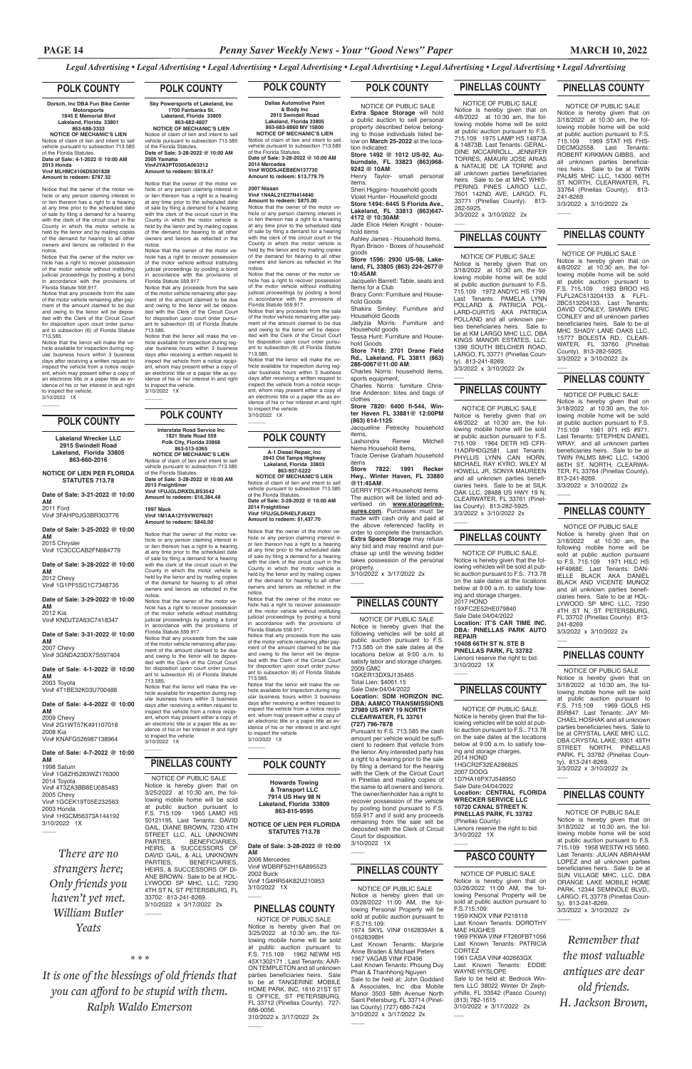*Legal Advertising • Legal Advertising • Legal Advertising • Legal Advertising • Legal Advertising • Legal Advertising • Legal Advertising • Legal Advertising*

## POLK COUNTY

**Dorsch, Inc DBA Fun Bike Center Motorsports**
**1845 E Memorial Blvd**
**Lakeland, Florida 33801**
**863-688-3333**
**NOTICE OF MECHANIC'S LIEN**

Notice of claim of lien and intent to sell vehicle pursuant to subsection 713.585 of the Florida Statutes.
**Date of Sale: 4-1-2022 @ 10:00 AM**
**2013 Honda**
**Vin# MLHMC4106D5301828**
**Amount to redeem: $787.32**

Notice that the owner of the motor vehicle or any person claiming interest in or lien thereon has a right to a hearing at any time prior to the scheduled date of sale by filing a demand for a hearing with the clerk of the circuit court in the County in which the motor vehicle is held by the lienor and by mailing copies of the demand for hearing to all other owners and lienors as reflected in the notice.
Notice that the owner of the motor vehicle has a right to recover possession of the motor vehicle without instituting judicial proceedings by posting a bond in accordance with the provisions of Florida Statute 559.917.
Notice that any proceeds from the sale of the motor vehicle remaining after payment of the amount claimed to be due and owing to the lienor will be deposited with the Clerk of the Circuit Court for disposition upon court order pursuant to subsection (6) of Florida Statute 713.585.
Notice that the lienor will make the vehicle available for inspection during regular business hours within 3 business days after receiving a written request to inspect the vehicle from a notice recipient, whom may present either a copy of an electronic title or a paper title as evidence of his or her interest in and right to inspect the vehicle.
3/10/2022 1X

## POLK COUNTY

**Lakeland Wrecker LLC**
**2915 Swindell Road**
**Lakeland, Florida 33805**
**863-660-2016**

**NOTICE OF LIEN PER FLORIDA STATUTES 713.78**

**Date of Sale: 3-21-2022 @ 10:00 AM**
2011 Ford
Vin# 3FAHP0JG3BR303776

**Date of Sale: 3-25-2022 @ 10:00 AM**
2015 Chrysler
Vin# 1C3CCCAB2FN684779

**Date of Sale: 3-28-2022 @ 10:00 AM**
2012 Chevy
Vin# 1G1PF5SC1C7348735

**Date of Sale: 3-29-2022 @ 10:00 AM**
2012 Kia
Vin# KNDJT2A63C7418347

**Date of Sale: 3-31-2022 @ 10:00 AM**
2007 Chevy
Vin# 3GNDA23DX7S597404

**Date of Sale: 4-1-2022 @ 10:00 AM**
2003 Toyota
Vin# 4T1BE32K03U700488

**Date of Sale: 4-4-2022 @ 10:00 AM**
2009 Chevy
Vin# 2G1WT57K491107018
2008 Kia
Vin# KNAFG526987138964

**Date of Sale: 4-7-2022 @ 10:00 AM**
1998 Saturn
Vin# 1G8ZH5283WZ176300
2014 Toyota
Vin# 4T3ZA3BB8EU085483
2005 Chevy
Vin# 1GCEK19T05E232563
2003 Honda
Vin# 1HGCM56373A144192
3/10/2022 1X

*There are no strangers here; Only friends you haven't yet met.*
*William Butler Yeats*

## POLK COUNTY

**Sky Powersports of Lakeland, Inc**
**1700 Fairbanks St.**
**Lakeland, Florida 33805**
**863-682-4607**
**NOTICE OF MECHANIC'S LIEN**

Notice of claim of lien and intent to sell vehicle pursuant to subsection 713.585 of the Florida Statutes.
**Date of Sale: 3-28-2022 @ 10:00 AM**
**2005 Yamaha**
**Vin#JYA3PT0305A063312**
**Amount to redeem: $518.47**

Notice that the owner of the motor vehicle or any person claiming interest in or lien thereon has a right to a hearing at any time prior to the scheduled date of sale by filing a demand for a hearing with the clerk of the circuit court in the County in which the motor vehicle is held by the lienor and by mailing copies of the demand for hearing to all other owners and lienors as reflected in the notice.
Notice that the owner of the motor vehicle has a right to recover possession of the motor vehicle without instituting judicial proceedings by posting a bond in accordance with the provisions of Florida Statute 559.917.
Notice that any proceeds from the sale of the motor vehicle remaining after payment of the amount claimed to be due and owing to the lienor will be deposited with the Clerk of the Circuit Court for disposition upon court order pursuant to subsection (6) of Florida Statute 713.585.
Notice that the lienor will make the vehicle available for inspection during regular business hours within 3 business days after receiving a written request to inspect the vehicle from a notice recipient, whom may present either a copy of an electronic title or a paper title as evidence of his or her interest in and right to inspect the vehicle.
3/10/2022 1X

## POLK COUNTY

**Interstate Road Service Inc**
**1821 State Road 559**
**Polk City, Florida 33868**
**863-513-5365**
**NOTICE OF MECHANIC'S LIEN**

Notice of claim of lien and intent to sell vehicle pursuant to subsection 713.585 of the Florida Statutes.
**Date of Sale: 3-28-2022 @ 10:00 AM**
**2013 Freightliner**
**Vin# 1FUJGLDRXDLBS3542**
**Amount to redeem: $16,384.48**

**1997 Mack**
**Vin# 1M1AA12Y5VW076621**
**Amount to redeem: $845.00**

Notice that the owner of the motor vehicle or any person claiming interest in or lien thereon has a right to a hearing at any time prior to the scheduled date of sale by filing a demand for a hearing with the clerk of the circuit court in the County in which the motor vehicle is held by the lienor and by mailing copies of the demand for hearing to all other owners and lienors as reflected in the notice.
Notice that the owner of the motor vehicle has a right to recover possession of the motor vehicle without instituting judicial proceedings by posting a bond in accordance with the provisions of Florida Statute 559.917.
Notice that any proceeds from the sale of the motor vehicle remaining after payment of the amount claimed to be due and owing to the lienor will be deposited with the Clerk of the Circuit Court for disposition upon court order pursuant to subsection (6) of Florida Statute 713.585.
Notice that the lienor will make the vehicle available for inspection during regular business hours within 3 business days after receiving a written request to inspect the vehicle from a notice recipient, whom may present either a copy of an electronic title or a paper title as evidence of his or her interest in and right to inspect the vehicle.
3/10/2022 1X

## PINELLAS COUNTY

NOTICE OF PUBLIC SALE
Notice is hereby given that on 3/25/2022 at 10:30 am, the following mobile home will be sold at public auction pursuant to F.S. 715.109 1965 LAMO HS 50121195. Last Tenants: DAVID GAIL, DIANE BROWN, 7230 4TH STREET LLC, ALL UNKNOWN PARTIES, BENEFICIARIES, HEIRS, & SUCCESSORS OF DAVID GAIL, & ALL UNKNOWN PARTIES, BENEFICIARIES, HEIRS, & SUCCESSORS OF DIANE BROWN. Sale to be at HOLLYWOOD SP MHC LLC, 7230 4TH ST N, ST PETERSBURG, FL 33702. 813-241-8269.
3/10/2022 x 3/17/2022 2x

\* \* \*

*It is one of the blessings of old friends that you can afford to be stupid with them.*
*Ralph Waldo Emerson*

## POLK COUNTY

**Dallas Automotive Paint & Body Inc**
**2915 Swindell Road**
**Lakeland, Florida 33805**
**863-683-8860 MV 15800**
**NOTICE OF MECHANIC'S LIEN**

Notice of claim of lien and intent to sell vehicle pursuant to subsection 713.585 of the Florida Statutes.
**Date of Sale: 3-28-2022 @ 10:00 AM**
**2014 Mercedes**
**Vin# WDDSJ4EB8EN137730**
**Amount to redeem: $13,779.75**

**2007 Nissan**
**Vin# 1N4AL21E27N414840**
**Amount to redeem: $875.00**

Notice that the owner of the motor vehicle or any person claiming interest in or lien thereon has a right to a hearing at any time prior to the scheduled date of sale by filing a demand for a hearing with the clerk of the circuit court in the County in which the motor vehicle is held by the lienor and by mailing copies of the demand for hearing to all other owners and lienors as reflected in the notice.
Notice that the owner of the motor vehicle has a right to recover possession of the motor vehicle without instituting judicial proceedings by posting a bond in accordance with the provisions of Florida Statute 559.917.
Notice that any proceeds from the sale of the motor vehicle remaining after payment of the amount claimed to be due and owing to the lienor will be deposited with the Clerk of the Circuit Court for disposition upon court order pursuant to subsection (6) of Florida Statute 713.585.
Notice that the lienor will make the vehicle available for inspection during regular business hours within 3 business days after receiving a written request to inspect the vehicle from a notice recipient, whom may present either a copy of an electronic title or a paper title as evidence of his or her interest in and right to inspect the vehicle.
3/10/2022 1X

## POLK COUNTY

**A-1 Diesel Repair, Inc**
**2943 Old Tampa Highway**
**Lakeland, Florida 33803**
**863-937-5222**
**NOTICE OF MECHANIC'S LIEN**

Notice of claim of lien and intent to sell vehicle pursuant to subsection 713.585 of the Florida Statutes.
**Date of Sale: 3-28-2022 @ 10:00 AM**
**2014 Freightliner**
**Vin# 1FUJGLDR4ELFJ6423**
**Amount to redeem: $1,437.70**

Notice that the owner of the motor vehicle or any person claiming interest in or lien thereon has a right to a hearing at any time prior to the scheduled date of sale by filing a demand for a hearing with the clerk of the circuit court in the County in which the motor vehicle is held by the lienor and by mailing copies of the demand for hearing to all other owners and lienors as reflected in the notice.
Notice that the owner of the motor vehicle has a right to recover possession of the motor vehicle without instituting judicial proceedings by posting a bond in accordance with the provisions of Florida Statute 559.917.
Notice that any proceeds from the sale of the motor vehicle remaining after payment of the amount claimed to be due and owing to the lienor will be deposited with the Clerk of the Circuit Court for disposition upon court order pursuant to subsection (6) of Florida Statute 713.585.
Notice that the lienor will make the vehicle available for inspection during regular business hours within 3 business days after receiving a written request to inspect the vehicle from a notice recipient, whom may present either a copy of an electronic title or a paper title as evidence of his or her interest in and right to inspect the vehicle.
3/10/2022 1X

## POLK COUNTY

**Howards Towing & Transport LLC**
**7914 US Hwy 98 N**
**Lakeland, Florida 33809**
**863-815-9595**

**NOTICE OF LIEN PER FLORIDA STATUTES 713.78**

**Date of Sale: 3-28-2022 @ 10:00 AM**
2006 Mercedes
Vin# WDBRF52H16A895523
2002 Buick
Vin# 1G4HR54K82U210953
3/10/2022 1X

## PINELLAS COUNTY

NOTICE OF PUBLIC SALE
Notice is hereby given that on 3/25/2022 at 10:30 am, the following mobile home will be sold at public auction pursuant to F.S. 715.109 1962 NEWM HS 45X13021?1 . Last Tenants: AARON TEMPLETON and all unknown parties beneficiaries heirs. Sale to be at TANGERINE MOBILE HOME PARK, INC, 1616 21ST ST S OFFICE, ST PETERSBURG, FL 33712 (Pinellas County). 727-686-0056.
310/2022 x 3/17/2022 2x

## POLK COUNTY

NOTICE OF PUBLIC SALE
**Extra Space Storage** will hold a public auction to sell personal property described below belonging to those individuals listed below on **March 25-2022** at the location indicated:
**Store 1492 @ 1012 US-92, Auburndale, FL 33823 (863)968-9242 @ 10AM**:
Henry Taylor- small personal items.
Sheri Higgins- household goods
Violet Hunter- Household goods
**Store 1494: 6445 S Florida Ave., Lakeland, FL 33813 (863)647-4172 @ 10:30AM**:
Jade Elice Helen Knight - household items
Ashley James - Household items.
Ryan Brison - Boxes of household goods
**Store 1596: 2930 US-98, Lakeland, FL 33805 (863) 224-2677@ 10:45AM**:
Jacquelin Barrett: Table, seats and Items for a Club
Bracy Conn: Furniture and Household Goods
Shakira Smiley: Furniture and Household Goods
Jadyzia Morris: Furniture and Household goods
Tessa Hunt: Furniture and Household Goods
**Store 7418: 2701 Drane Field Rd., Lakeland, FL 33811 (863) 286-0067@11:00 AM**:
Charles Norris: household items, sports equipment.
Charles Norris: furniture Christine Anderson: totes and bags of clothes
**Store 7820: 6400 fl-544, Winter Haven FL 33881@ 12:00PM (863) 614-1125**:
Jacqueline Petrecky household items,
Lashondra Renee Mitchell Nems Household Items,
Tracie Denise Graham household items
**Store 7822: 1991 Recker Hwy., Winter Haven, FL 33880 @11:45AM**:
GERRY PECK-Household items
The auction will be listed and advertised on **www.storagetreasures.com**. Purchases must be made with cash only and paid at the above referenced facility in order to complete the transaction. **Extra Space Storage** may refuse any bid and may rescind any purchase up until the winning bidder takes possession of the personal property.
3/10/2022 x 3/17/2022 2x

## PINELLAS COUNTY

NOTICE OF PUBLIC SALE
Notice is hereby given that the following vehicles will be sold at public auction pursuant to F.S. 713.585 on the sale dates at the locations below at 9:00 a.m. to satisfy labor and storage charges.
2009 GMC
1GKER13DX9J135465
Total Lien: $4061.15
Sale Date:04/04/2022
**Location: SDM HORIZON INC. DBA: AAMCO TRANSMISSIONS 27989 US HWY 19 NORTH CLEARWATER, FL 33761 (727) 796-7878**
Pursuant to F.S. 713.585 the cash amount per vehicle would be sufficient to redeem that vehicle from the lienor. Any interested party has a right to a hearing prior to the sale by filing a demand for the hearing with the Clerk of the Circuit Court in Pinellas and mailing copies of the same to all owners and lienors. The owner/lienholder has a right to recover possession of the vehicle by posting bond pursuant to F.S. 559.917 and if sold any proceeds remaining from the sale will be deposited with the Clerk of Circuit Court for disposition.
3/10/2022 1X

## PINELLAS COUNTY

NOTICE OF PUBLIC SALE
Notice is hereby given that on 03/28/2022 11:00 AM, the following Personal Property will be sold at public auction pursuant to F.S.715.109:
1974 SKYL VIN# 0162839AH & 0162839BH
Last Known Tenants: Marjorie Anne Braden & Michael Peters
1967 VAGAB VIN# FD496
Last Known Tenants: Phoung Duy Phan & Thanhhong Nguyen
Sale to be held at: John Goddard & Associates, Inc. dba Mobile Manor 3503 58th Avenue North Saint Petersburg, FL 33714 (Pinellas County) (727) 686-7424
3/10/2022 x 3/17/2022 2x

## PINELLAS COUNTY

NOTICE OF PUBLIC SALE
Notice is hereby given that on 4/8/2022 at 10:30 am, the following mobile home will be sold at public auction pursuant to F.S. 715.109 1975 LAMP HS 14873A & 14873B. Last Tenants: GERALDINE MCCARROLL, JENNIFER TORRES, AMAURI JOSE ARIAS & NATALIE DE LA TORRE and all unknown parties beneficiaries heirs. Sale to be at MHC WHISPERING PINES LARGO LLC, 7501 142ND AVE, LARGO, FL 33771 (Pinellas County). 813-282-5925.
3/3/2022 x 3/10/2022 2x

## PINELLAS COUNTY

NOTICE OF PUBLIC SALE
Notice is hereby given that on 3/18/2022 at 10:30 am, the following mobile home will be sold at public auction pursuant to F.S. 715.109 1972 ANDYC HS 1799. Last Tenants: PAMELA LYNN POLLARD & PATRICIA POLLARD-CURTIS AKA PATRICIA POLLAND and all unknown parties beneficiaries heirs. Sale to be at KM LARGO MHC LLC, DBA KINGS MANOR ESTATES, LLC, 1399 SOUTH BELCHER ROAD, LARGO, FL 33771 (Pinellas County). 813-241-8269.
3/3/2022 x 3/10/2022 2x

## PINELLAS COUNTY

NOTICE OF PUBLIC SALE
Notice is hereby given that on 4/8/2022 at 10:30 am, the following mobile home will be sold at public auction pursuant to F.S. 715.109 1964 DETR HS CFR-11ADRHDG2581. Last Tenants: PHYLLIS LYNN CAN HORN, MICHAEL RAY KYRO, WILEY M HOWELL JR, SONYA MAUREEN and all unknown parties beneficiaries heirs. Sale to be at SILK OAK LLC, 28488 US HWY 19 N, CLEARWATER, FL 33761 (Pinellas County). 813-282-5925.
3/3/2022 x 3/10/2022 2x

## PINELLAS COUNTY

NOTICE OF PUBLIC SALE.
Notice is hereby given that the following vehicles will be sold at public auction pursuant to F.S.. 713.78 on the sale dates at the locations below at 9:00 a.m. to satisfy towing and storage charges.
2017 HOND
19XFC2E52HE079840
Sale Date:04/04/2022
**Location: IT'S CAR TIME INC. DBA: PINELLAS PARK AUTO REPAIR**
**10408 66TH ST N. STE B**
**PINELLAS PARK, FL 33782**
Lienors reserve the right to bid.
3/10/2022 1X

## PINELLAS COUNTY

NOTICE OF PUBLIC SALE.
Notice is hereby given that the following vehicles will be sold at public auction pursuant to F.S.. 713.78 on the sale dates at the locations below at 9:00 a.m. to satisfy towing and storage charges.
2014 HOND
1HGCR2F32EA286825
2007 DODG
1D7HA16PX7J548950
Sale Date:04/04/2022
**Location: CENTRAL FLORIDA WRECKER SERVICE LLC**
**10720 CANAL STREET N.**
**PINELLAS PARK, FL 33782**
(Pinellas County)
Lienors reserve the right to bid.
3/10/2022 1X

## PASCO COUNTY

NOTICE OF PUBLIC SALE
Notice is hereby given that on 03/28/2022 11:00 AM, the following Personal Property will be sold at public auction pursuant to F.S.715.109:
1959 KNOX VIN# P218118
Last Known Tenants: DOROTHY MAE HUGHES
1969 PKWA VIN# FT260FBT1056
Last Known Tenants: PATRICIA CORTEZ
1961 CASA VIN# 402663GX
Last Known Tenants: EDDIE WAYNE HYSLOPE
Sale to be held at: Bedrock Winters LLC 38022 Winter Dr Zephyrhills, FL 33542 (Pasco County) (813) 782-1615
3/10/2022 x 3/17/2022 2x

## PINELLAS COUNTY

NOTICE OF PUBLIC SALE
Notice is hereby given that on 3/18/2022 at 10:30 am, the following mobile home will be sold at public auction pursuant to F.S. 715.109 1969 STAT HS FHS-DECMG2558. Last Tenants: ROBERT KIRKMAN GIBBS, and all unknown parties beneficiaries heirs. Sale to be at TWIN PALMS MHC LLC, 14300 66TH ST NORTH, CLEARWATER, FL 33764 (Pinellas County). 813-241-8269.
3/3/2022 x 3/10/2022 2x

## PINELLAS COUNTY

NOTICE OF PUBLIC SALE
Notice is hereby given that on 4/8/2022 at 10:30 am, the following mobile home will be sold at public auction pursuant to F.S. 715.109 1983 BROO HS FLFL2AC513204133 & FLFL-2BC513204133. Last Tenants: DAVID CONLEY, SHAWN ERIC CONLEY and all unknown parties beneficiaries heirs. Sale to be at MHC SHADY LANE OAKS LLC, 15777 BOLESTA RD., CLEARWATER, FL 33760 (Pinellas County). 813-282-5925.
3/3/2022 x 3/10/2022 2x

## PINELLAS COUNTY

NOTICE OF PUBLIC SALE
Notice is hereby given that on 3/18/2022 at 10:30 am, the following mobile home will be sold at public auction pursuant to F.S. 715.109 1961 971 HS #971. Last Tenants: STEPHEN DANIEL WRAY, and all unknown parties beneficiaries heirs. Sale to be at TWIN PALMS MHC LLC, 14300 66TH ST. NORTH, CLEARWATER, FL 33764 (Pinellas County). 813-241-8269.
3/3/2022 x 3/10/2022 2x

## PINELLAS COUNTY

NOTICE OF PUBLIC SALE
Notice is hereby given that on 3/18/2022 at 10:30 am, the following mobile home will be sold at public auction pursuant to F.S. 715.109 1971 HILC HS HF4988E. Last Tenants: DANIELLE BLACK AKA DANIEL BLACK AND VICENTE MUNOZ and all unknown parties beneficiaries heirs. Sale to be at HOLLYWOOD SP MHC LLC, 7230 4TH ST N, ST PETERSBURG, FL 33702 (Pinellas County). 813-241-8269.
3/3/2022 x 3/10/2022 2x

## PINELLAS COUNTY

NOTICE OF PUBLIC SALE
Notice is hereby given that on 3/18/2022 at 10:30 am, the following mobile home will be sold at public auction pursuant to F.S. 715.109 1969 GOLS HS 85R847. Last Tenants: JAY MICHAEL HOSHAK and all unknown parties beneficiaries heirs. Sale to be at CRYSTAL LAKE MHC LLC, DBA CRYSTAL LAKE, 9301 49TH STREET NORTH, PINELLAS PARK, FL 33782 (Pinellas County). 813-241-8269.
3/3/2022 x 3/10/2022 2x

## PINELLAS COUNTY

NOTICE OF PUBLIC SALE
Notice is hereby given that on 3/18/2022 at 10:30 am, the following mobile home will be sold at public auction pursuant to F.S. 715.109 1958 WESTW HS 5660. Last Tenants: JULIAN ABRAHAM LOPEZ and all unknown parties beneficiaries heirs. Sale to be at SUN VILLAGE MHC, LLC, DBA ORANGE LAKE MOBILE HOME PARK, 12344 SEMINOLE BLVD., LARGO, FL 33778 (Pinellas County). 813-241-8269.
3/3/2022 x 3/10/2022 2x

*Remember that the most valuable antiques are dear old friends.*
*H. Jackson Brown,*